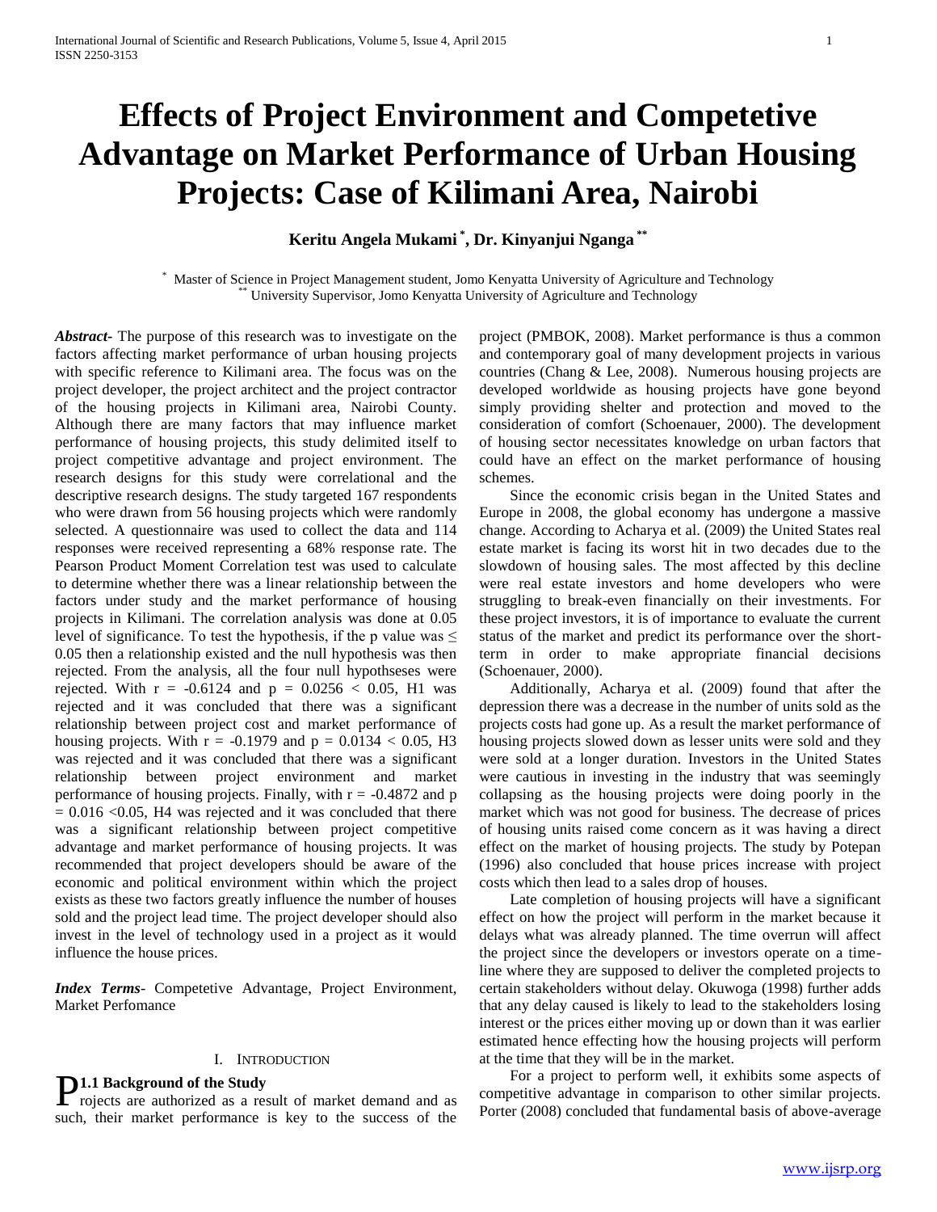# Effects of Project Environment and Competetive Advantage on Market Performance of Urban Housing Projects: Case of Kilimani Area, Nairobi

**Keritu Angela Mukami [*], Dr. Kinyanjui Nganga [**]**

[*] Master of Science in Project Management student, Jomo Kenyatta University of Agriculture and Technology
[**] University Supervisor, Jomo Kenyatta University of Agriculture and Technology

***Abstract***- The purpose of this research was to investigate on the factors affecting market performance of urban housing projects with specific reference to Kilimani area. The focus was on the project developer, the project architect and the project contractor of the housing projects in Kilimani area, Nairobi County. Although there are many factors that may influence market performance of housing projects, this study delimited itself to project competitive advantage and project environment. The research designs for this study were correlational and the descriptive research designs. The study targeted 167 respondents who were drawn from 56 housing projects which were randomly selected. A questionnaire was used to collect the data and 114 responses were received representing a 68% response rate. The Pearson Product Moment Correlation test was used to calculate to determine whether there was a linear relationship between the factors under study and the market performance of housing projects in Kilimani. The correlation analysis was done at 0.05 level of significance. To test the hypothesis, if the p value was $\leq$ 0.05 then a relationship existed and the null hypothesis was then rejected. From the analysis, all the four null hypothseses were rejected. With $r = -0.6124$ and $p = 0.0256 < 0.05$, H1 was rejected and it was concluded that there was a significant relationship between project cost and market performance of housing projects. With $r = -0.1979$ and $p = 0.0134 < 0.05$, H3 was rejected and it was concluded that there was a significant relationship between project environment and market performance of housing projects. Finally, with $r = -0.4872$ and $p = 0.016 < 0.05$, H4 was rejected and it was concluded that there was a significant relationship between project competitive advantage and market performance of housing projects. It was recommended that project developers should be aware of the economic and political environment within which the project exists as these two factors greatly influence the number of houses sold and the project lead time. The project developer should also invest in the level of technology used in a project as it would influence the house prices.

***Index Terms***- Competetive Advantage, Project Environment, Market Perfomance

## I. Introduction

### 1.1 Background of the Study

Projects are authorized as a result of market demand and as such, their market performance is key to the success of the project (PMBOK, 2008). Market performance is thus a common and contemporary goal of many development projects in various countries (Chang & Lee, 2008). Numerous housing projects are developed worldwide as housing projects have gone beyond simply providing shelter and protection and moved to the consideration of comfort (Schoenauer, 2000). The development of housing sector necessitates knowledge on urban factors that could have an effect on the market performance of housing schemes.

Since the economic crisis began in the United States and Europe in 2008, the global economy has undergone a massive change. According to Acharya et al. (2009) the United States real estate market is facing its worst hit in two decades due to the slowdown of housing sales. The most affected by this decline were real estate investors and home developers who were struggling to break-even financially on their investments. For these project investors, it is of importance to evaluate the current status of the market and predict its performance over the short-term in order to make appropriate financial decisions (Schoenauer, 2000).

Additionally, Acharya et al. (2009) found that after the depression there was a decrease in the number of units sold as the projects costs had gone up. As a result the market performance of housing projects slowed down as lesser units were sold and they were sold at a longer duration. Investors in the United States were cautious in investing in the industry that was seemingly collapsing as the housing projects were doing poorly in the market which was not good for business. The decrease of prices of housing units raised come concern as it was having a direct effect on the market of housing projects. The study by Potepan (1996) also concluded that house prices increase with project costs which then lead to a sales drop of houses.

Late completion of housing projects will have a significant effect on how the project will perform in the market because it delays what was already planned. The time overrun will affect the project since the developers or investors operate on a time-line where they are supposed to deliver the completed projects to certain stakeholders without delay. Okuwoga (1998) further adds that any delay caused is likely to lead to the stakeholders losing interest or the prices either moving up or down than it was earlier estimated hence effecting how the housing projects will perform at the time that they will be in the market.

For a project to perform well, it exhibits some aspects of competitive advantage in comparison to other similar projects. Porter (2008) concluded that fundamental basis of above-average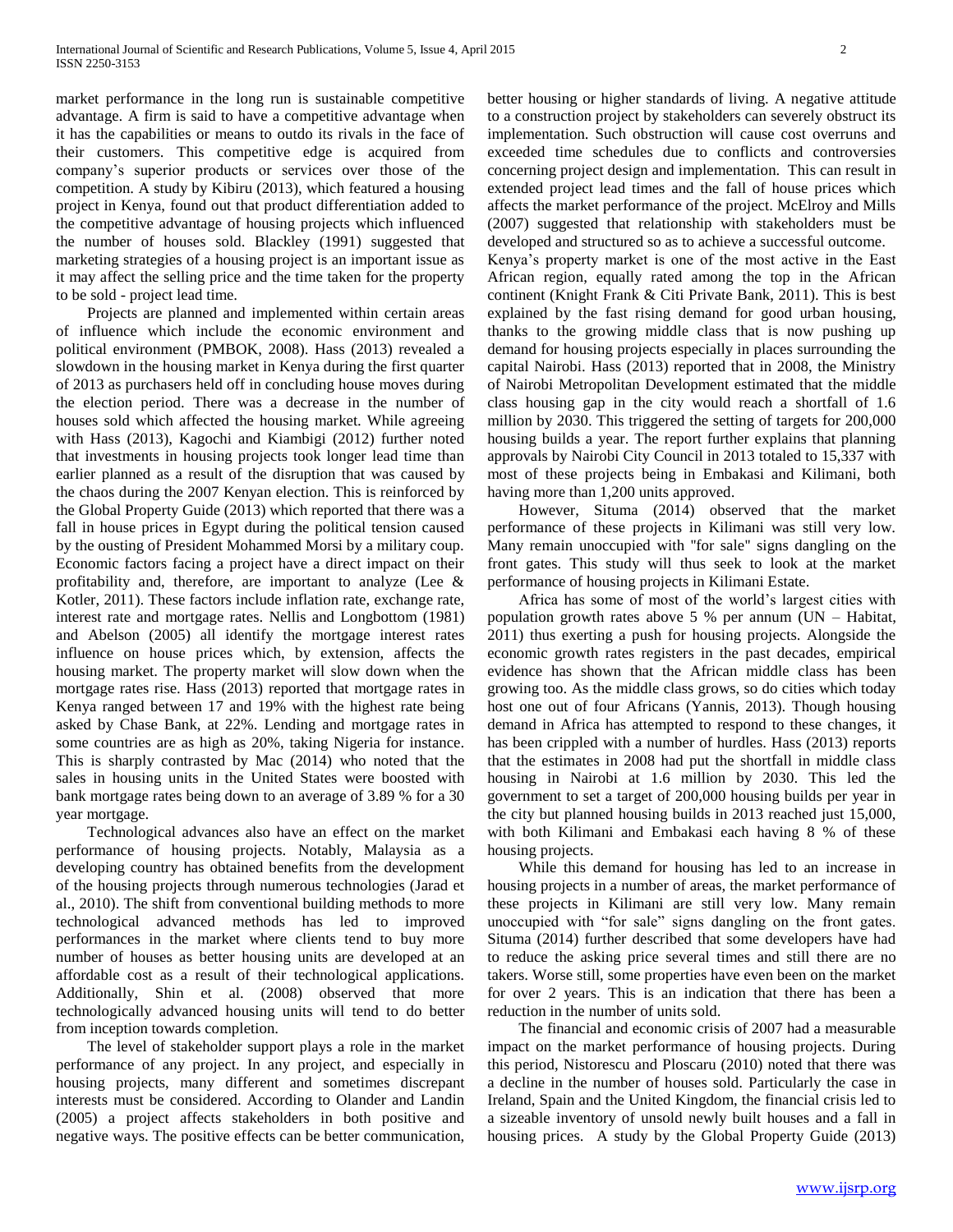market performance in the long run is sustainable competitive advantage. A firm is said to have a competitive advantage when it has the capabilities or means to outdo its rivals in the face of their customers. This competitive edge is acquired from company's superior products or services over those of the competition. A study by Kibiru (2013), which featured a housing project in Kenya, found out that product differentiation added to the competitive advantage of housing projects which influenced the number of houses sold. Blackley (1991) suggested that marketing strategies of a housing project is an important issue as it may affect the selling price and the time taken for the property to be sold - project lead time.

Projects are planned and implemented within certain areas of influence which include the economic environment and political environment (PMBOK, 2008). Hass (2013) revealed a slowdown in the housing market in Kenya during the first quarter of 2013 as purchasers held off in concluding house moves during the election period. There was a decrease in the number of houses sold which affected the housing market. While agreeing with Hass (2013), Kagochi and Kiambigi (2012) further noted that investments in housing projects took longer lead time than earlier planned as a result of the disruption that was caused by the chaos during the 2007 Kenyan election. This is reinforced by the Global Property Guide (2013) which reported that there was a fall in house prices in Egypt during the political tension caused by the ousting of President Mohammed Morsi by a military coup. Economic factors facing a project have a direct impact on their profitability and, therefore, are important to analyze (Lee & Kotler, 2011). These factors include inflation rate, exchange rate, interest rate and mortgage rates. Nellis and Longbottom (1981) and Abelson (2005) all identify the mortgage interest rates influence on house prices which, by extension, affects the housing market. The property market will slow down when the mortgage rates rise. Hass (2013) reported that mortgage rates in Kenya ranged between 17 and 19% with the highest rate being asked by Chase Bank, at 22%. Lending and mortgage rates in some countries are as high as 20%, taking Nigeria for instance. This is sharply contrasted by Mac (2014) who noted that the sales in housing units in the United States were boosted with bank mortgage rates being down to an average of 3.89 % for a 30 year mortgage.

Technological advances also have an effect on the market performance of housing projects. Notably, Malaysia as a developing country has obtained benefits from the development of the housing projects through numerous technologies (Jarad et al., 2010). The shift from conventional building methods to more technological advanced methods has led to improved performances in the market where clients tend to buy more number of houses as better housing units are developed at an affordable cost as a result of their technological applications. Additionally, Shin et al. (2008) observed that more technologically advanced housing units will tend to do better from inception towards completion.

The level of stakeholder support plays a role in the market performance of any project. In any project, and especially in housing projects, many different and sometimes discrepant interests must be considered. According to Olander and Landin (2005) a project affects stakeholders in both positive and negative ways. The positive effects can be better communication, better housing or higher standards of living. A negative attitude to a construction project by stakeholders can severely obstruct its implementation. Such obstruction will cause cost overruns and exceeded time schedules due to conflicts and controversies concerning project design and implementation. This can result in extended project lead times and the fall of house prices which affects the market performance of the project. McElroy and Mills (2007) suggested that relationship with stakeholders must be developed and structured so as to achieve a successful outcome.

Kenya's property market is one of the most active in the East African region, equally rated among the top in the African continent (Knight Frank & Citi Private Bank, 2011). This is best explained by the fast rising demand for good urban housing, thanks to the growing middle class that is now pushing up demand for housing projects especially in places surrounding the capital Nairobi. Hass (2013) reported that in 2008, the Ministry of Nairobi Metropolitan Development estimated that the middle class housing gap in the city would reach a shortfall of 1.6 million by 2030. This triggered the setting of targets for 200,000 housing builds a year. The report further explains that planning approvals by Nairobi City Council in 2013 totaled to 15,337 with most of these projects being in Embakasi and Kilimani, both having more than 1,200 units approved.

However, Situma (2014) observed that the market performance of these projects in Kilimani was still very low. Many remain unoccupied with "for sale" signs dangling on the front gates. This study will thus seek to look at the market performance of housing projects in Kilimani Estate.

Africa has some of most of the world's largest cities with population growth rates above 5 % per annum (UN – Habitat, 2011) thus exerting a push for housing projects. Alongside the economic growth rates registers in the past decades, empirical evidence has shown that the African middle class has been growing too. As the middle class grows, so do cities which today host one out of four Africans (Yannis, 2013). Though housing demand in Africa has attempted to respond to these changes, it has been crippled with a number of hurdles. Hass (2013) reports that the estimates in 2008 had put the shortfall in middle class housing in Nairobi at 1.6 million by 2030. This led the government to set a target of 200,000 housing builds per year in the city but planned housing builds in 2013 reached just 15,000, with both Kilimani and Embakasi each having 8 % of these housing projects.

While this demand for housing has led to an increase in housing projects in a number of areas, the market performance of these projects in Kilimani are still very low. Many remain unoccupied with "for sale" signs dangling on the front gates. Situma (2014) further described that some developers have had to reduce the asking price several times and still there are no takers. Worse still, some properties have even been on the market for over 2 years. This is an indication that there has been a reduction in the number of units sold.

The financial and economic crisis of 2007 had a measurable impact on the market performance of housing projects. During this period, Nistorescu and Ploscaru (2010) noted that there was a decline in the number of houses sold. Particularly the case in Ireland, Spain and the United Kingdom, the financial crisis led to a sizeable inventory of unsold newly built houses and a fall in housing prices. A study by the Global Property Guide (2013)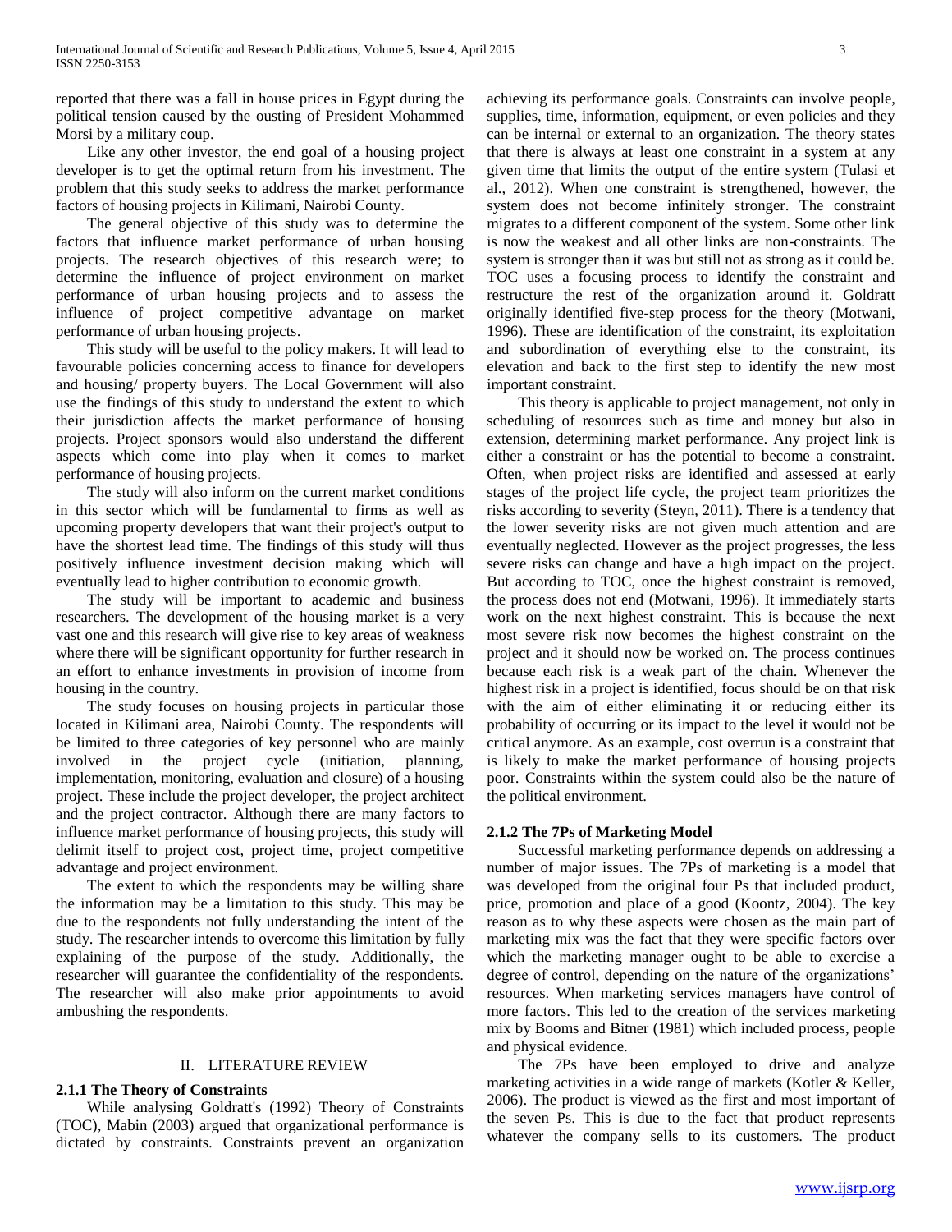reported that there was a fall in house prices in Egypt during the political tension caused by the ousting of President Mohammed Morsi by a military coup.

Like any other investor, the end goal of a housing project developer is to get the optimal return from his investment. The problem that this study seeks to address the market performance factors of housing projects in Kilimani, Nairobi County.

The general objective of this study was to determine the factors that influence market performance of urban housing projects. The research objectives of this research were; to determine the influence of project environment on market performance of urban housing projects and to assess the influence of project competitive advantage on market performance of urban housing projects.

This study will be useful to the policy makers. It will lead to favourable policies concerning access to finance for developers and housing/ property buyers. The Local Government will also use the findings of this study to understand the extent to which their jurisdiction affects the market performance of housing projects. Project sponsors would also understand the different aspects which come into play when it comes to market performance of housing projects.

The study will also inform on the current market conditions in this sector which will be fundamental to firms as well as upcoming property developers that want their project's output to have the shortest lead time. The findings of this study will thus positively influence investment decision making which will eventually lead to higher contribution to economic growth.

The study will be important to academic and business researchers. The development of the housing market is a very vast one and this research will give rise to key areas of weakness where there will be significant opportunity for further research in an effort to enhance investments in provision of income from housing in the country.

The study focuses on housing projects in particular those located in Kilimani area, Nairobi County. The respondents will be limited to three categories of key personnel who are mainly involved in the project cycle (initiation, planning, implementation, monitoring, evaluation and closure) of a housing project. These include the project developer, the project architect and the project contractor. Although there are many factors to influence market performance of housing projects, this study will delimit itself to project cost, project time, project competitive advantage and project environment.

The extent to which the respondents may be willing share the information may be a limitation to this study. This may be due to the respondents not fully understanding the intent of the study. The researcher intends to overcome this limitation by fully explaining of the purpose of the study. Additionally, the researcher will guarantee the confidentiality of the respondents. The researcher will also make prior appointments to avoid ambushing the respondents.

## II. LITERATURE REVIEW

### 2.1.1 The Theory of Constraints

While analysing Goldratt's (1992) Theory of Constraints (TOC), Mabin (2003) argued that organizational performance is dictated by constraints. Constraints prevent an organization achieving its performance goals. Constraints can involve people, supplies, time, information, equipment, or even policies and they can be internal or external to an organization. The theory states that there is always at least one constraint in a system at any given time that limits the output of the entire system (Tulasi et al., 2012). When one constraint is strengthened, however, the system does not become infinitely stronger. The constraint migrates to a different component of the system. Some other link is now the weakest and all other links are non-constraints. The system is stronger than it was but still not as strong as it could be. TOC uses a focusing process to identify the constraint and restructure the rest of the organization around it. Goldratt originally identified five-step process for the theory (Motwani, 1996). These are identification of the constraint, its exploitation and subordination of everything else to the constraint, its elevation and back to the first step to identify the new most important constraint.

This theory is applicable to project management, not only in scheduling of resources such as time and money but also in extension, determining market performance. Any project link is either a constraint or has the potential to become a constraint. Often, when project risks are identified and assessed at early stages of the project life cycle, the project team prioritizes the risks according to severity (Steyn, 2011). There is a tendency that the lower severity risks are not given much attention and are eventually neglected. However as the project progresses, the less severe risks can change and have a high impact on the project. But according to TOC, once the highest constraint is removed, the process does not end (Motwani, 1996). It immediately starts work on the next highest constraint. This is because the next most severe risk now becomes the highest constraint on the project and it should now be worked on. The process continues because each risk is a weak part of the chain. Whenever the highest risk in a project is identified, focus should be on that risk with the aim of either eliminating it or reducing either its probability of occurring or its impact to the level it would not be critical anymore. As an example, cost overrun is a constraint that is likely to make the market performance of housing projects poor. Constraints within the system could also be the nature of the political environment.

### 2.1.2 The 7Ps of Marketing Model

Successful marketing performance depends on addressing a number of major issues. The 7Ps of marketing is a model that was developed from the original four Ps that included product, price, promotion and place of a good (Koontz, 2004). The key reason as to why these aspects were chosen as the main part of marketing mix was the fact that they were specific factors over which the marketing manager ought to be able to exercise a degree of control, depending on the nature of the organizations' resources. When marketing services managers have control of more factors. This led to the creation of the services marketing mix by Booms and Bitner (1981) which included process, people and physical evidence.

The 7Ps have been employed to drive and analyze marketing activities in a wide range of markets (Kotler & Keller, 2006). The product is viewed as the first and most important of the seven Ps. This is due to the fact that product represents whatever the company sells to its customers. The product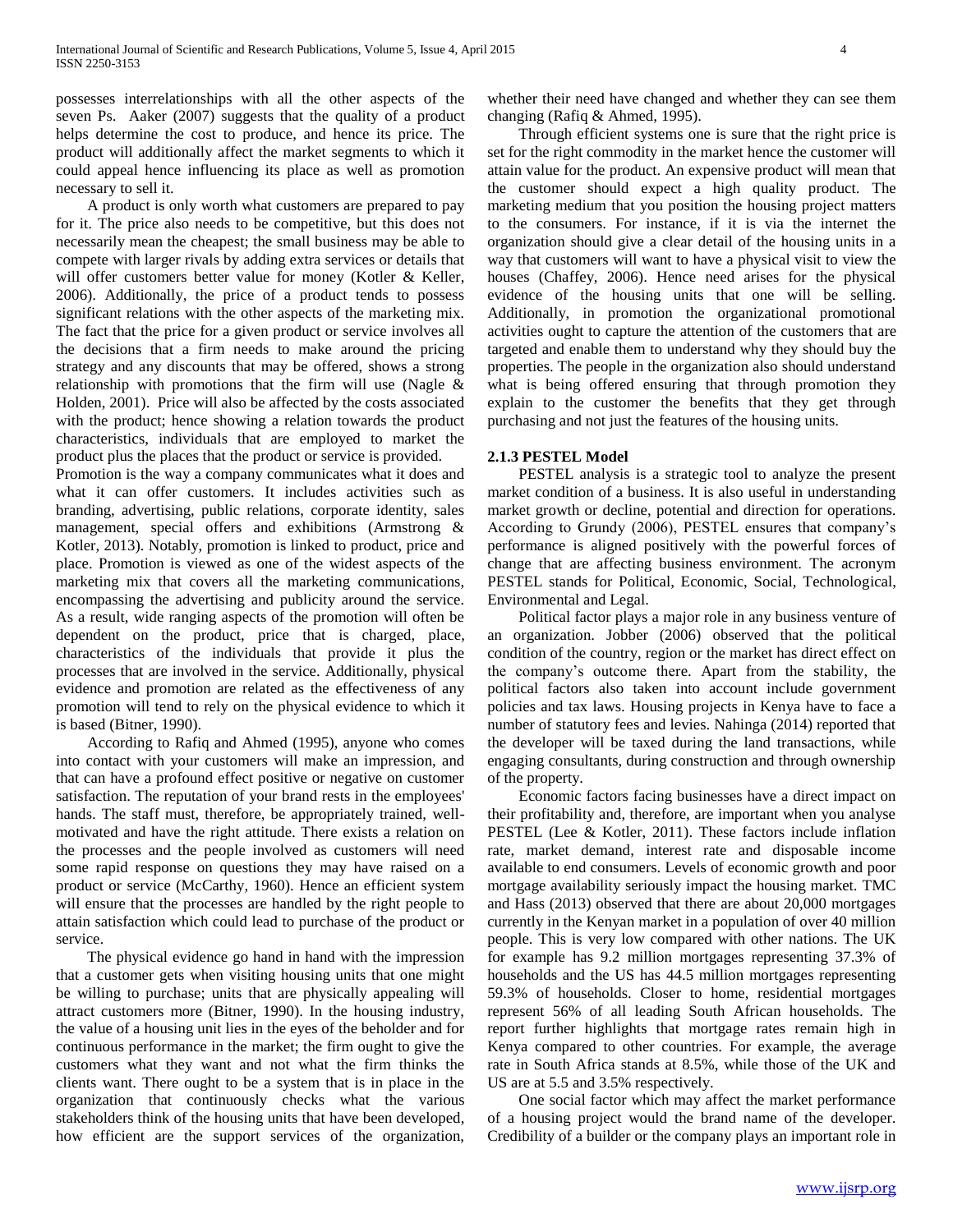possesses interrelationships with all the other aspects of the seven Ps. Aaker (2007) suggests that the quality of a product helps determine the cost to produce, and hence its price. The product will additionally affect the market segments to which it could appeal hence influencing its place as well as promotion necessary to sell it.

A product is only worth what customers are prepared to pay for it. The price also needs to be competitive, but this does not necessarily mean the cheapest; the small business may be able to compete with larger rivals by adding extra services or details that will offer customers better value for money (Kotler & Keller, 2006). Additionally, the price of a product tends to possess significant relations with the other aspects of the marketing mix. The fact that the price for a given product or service involves all the decisions that a firm needs to make around the pricing strategy and any discounts that may be offered, shows a strong relationship with promotions that the firm will use (Nagle & Holden, 2001). Price will also be affected by the costs associated with the product; hence showing a relation towards the product characteristics, individuals that are employed to market the product plus the places that the product or service is provided.

Promotion is the way a company communicates what it does and what it can offer customers. It includes activities such as branding, advertising, public relations, corporate identity, sales management, special offers and exhibitions (Armstrong & Kotler, 2013). Notably, promotion is linked to product, price and place. Promotion is viewed as one of the widest aspects of the marketing mix that covers all the marketing communications, encompassing the advertising and publicity around the service. As a result, wide ranging aspects of the promotion will often be dependent on the product, price that is charged, place, characteristics of the individuals that provide it plus the processes that are involved in the service. Additionally, physical evidence and promotion are related as the effectiveness of any promotion will tend to rely on the physical evidence to which it is based (Bitner, 1990).

According to Rafiq and Ahmed (1995), anyone who comes into contact with your customers will make an impression, and that can have a profound effect positive or negative on customer satisfaction. The reputation of your brand rests in the employees' hands. The staff must, therefore, be appropriately trained, well-motivated and have the right attitude. There exists a relation on the processes and the people involved as customers will need some rapid response on questions they may have raised on a product or service (McCarthy, 1960). Hence an efficient system will ensure that the processes are handled by the right people to attain satisfaction which could lead to purchase of the product or service.

The physical evidence go hand in hand with the impression that a customer gets when visiting housing units that one might be willing to purchase; units that are physically appealing will attract customers more (Bitner, 1990). In the housing industry, the value of a housing unit lies in the eyes of the beholder and for continuous performance in the market; the firm ought to give the customers what they want and not what the firm thinks the clients want. There ought to be a system that is in place in the organization that continuously checks what the various stakeholders think of the housing units that have been developed, how efficient are the support services of the organization, whether their need have changed and whether they can see them changing (Rafiq & Ahmed, 1995).

Through efficient systems one is sure that the right price is set for the right commodity in the market hence the customer will attain value for the product. An expensive product will mean that the customer should expect a high quality product. The marketing medium that you position the housing project matters to the consumers. For instance, if it is via the internet the organization should give a clear detail of the housing units in a way that customers will want to have a physical visit to view the houses (Chaffey, 2006). Hence need arises for the physical evidence of the housing units that one will be selling. Additionally, in promotion the organizational promotional activities ought to capture the attention of the customers that are targeted and enable them to understand why they should buy the properties. The people in the organization also should understand what is being offered ensuring that through promotion they explain to the customer the benefits that they get through purchasing and not just the features of the housing units.

### 2.1.3 PESTEL Model

PESTEL analysis is a strategic tool to analyze the present market condition of a business. It is also useful in understanding market growth or decline, potential and direction for operations. According to Grundy (2006), PESTEL ensures that company's performance is aligned positively with the powerful forces of change that are affecting business environment. The acronym PESTEL stands for Political, Economic, Social, Technological, Environmental and Legal.

Political factor plays a major role in any business venture of an organization. Jobber (2006) observed that the political condition of the country, region or the market has direct effect on the company's outcome there. Apart from the stability, the political factors also taken into account include government policies and tax laws. Housing projects in Kenya have to face a number of statutory fees and levies. Nahinga (2014) reported that the developer will be taxed during the land transactions, while engaging consultants, during construction and through ownership of the property.

Economic factors facing businesses have a direct impact on their profitability and, therefore, are important when you analyse PESTEL (Lee & Kotler, 2011). These factors include inflation rate, market demand, interest rate and disposable income available to end consumers. Levels of economic growth and poor mortgage availability seriously impact the housing market. TMC and Hass (2013) observed that there are about 20,000 mortgages currently in the Kenyan market in a population of over 40 million people. This is very low compared with other nations. The UK for example has 9.2 million mortgages representing 37.3% of households and the US has 44.5 million mortgages representing 59.3% of households. Closer to home, residential mortgages represent 56% of all leading South African households. The report further highlights that mortgage rates remain high in Kenya compared to other countries. For example, the average rate in South Africa stands at 8.5%, while those of the UK and US are at 5.5 and 3.5% respectively.

One social factor which may affect the market performance of a housing project would the brand name of the developer. Credibility of a builder or the company plays an important role in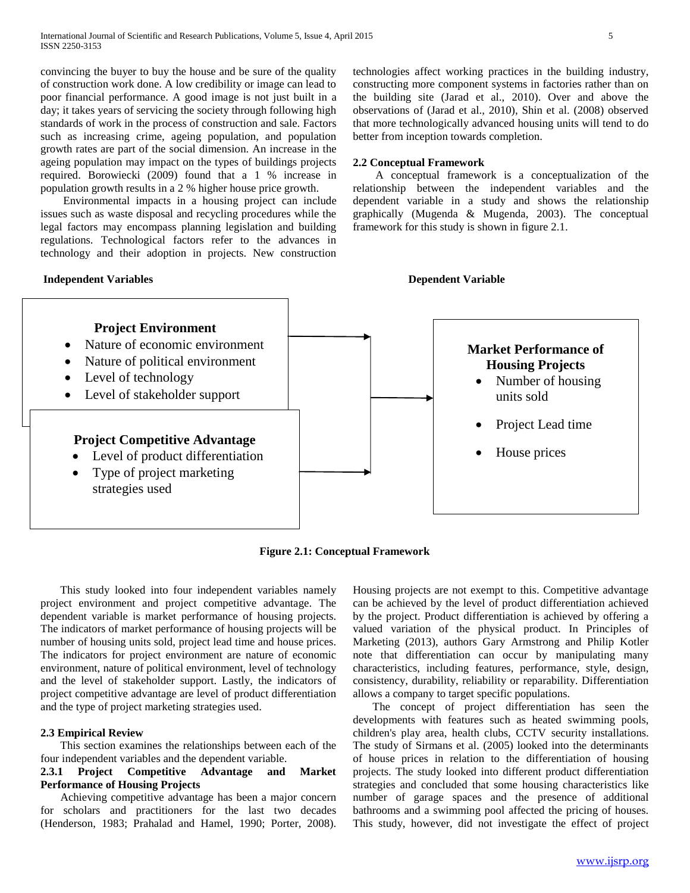convincing the buyer to buy the house and be sure of the quality of construction work done. A low credibility or image can lead to poor financial performance. A good image is not just built in a day; it takes years of servicing the society through following high standards of work in the process of construction and sale. Factors such as increasing crime, ageing population, and population growth rates are part of the social dimension. An increase in the ageing population may impact on the types of buildings projects required. Borowiecki (2009) found that a 1 % increase in population growth results in a 2 % higher house price growth.

Environmental impacts in a housing project can include issues such as waste disposal and recycling procedures while the legal factors may encompass planning legislation and building regulations. Technological factors refer to the advances in technology and their adoption in projects. New construction technologies affect working practices in the building industry, constructing more component systems in factories rather than on the building site (Jarad et al., 2010). Over and above the observations of (Jarad et al., 2010), Shin et al. (2008) observed that more technologically advanced housing units will tend to do better from inception towards completion.

### 2.2 Conceptual Framework

A conceptual framework is a conceptualization of the relationship between the independent variables and the dependent variable in a study and shows the relationship graphically (Mugenda & Mugenda, 2003). The conceptual framework for this study is shown in figure 2.1.

**Independent Variables**

**Project Environment**
- Nature of economic environment
- Nature of political environment
- Level of technology
- Level of stakeholder support

**Project Competitive Advantage**
- Level of product differentiation
- Type of project marketing strategies used

**Dependent Variable**

**Market Performance of Housing Projects**
- Number of housing units sold
- Project Lead time
- House prices

**Figure 2.1: Conceptual Framework**

This study looked into four independent variables namely project environment and project competitive advantage. The dependent variable is market performance of housing projects. The indicators of market performance of housing projects will be number of housing units sold, project lead time and house prices. The indicators for project environment are nature of economic environment, nature of political environment, level of technology and the level of stakeholder support. Lastly, the indicators of project competitive advantage are level of product differentiation and the type of project marketing strategies used.

### 2.3 Empirical Review

This section examines the relationships between each of the four independent variables and the dependent variable.

#### 2.3.1 Project Competitive Advantage and Market Performance of Housing Projects

Achieving competitive advantage has been a major concern for scholars and practitioners for the last two decades (Henderson, 1983; Prahalad and Hamel, 1990; Porter, 2008). Housing projects are not exempt to this. Competitive advantage can be achieved by the level of product differentiation achieved by the project. Product differentiation is achieved by offering a valued variation of the physical product. In Principles of Marketing (2013), authors Gary Armstrong and Philip Kotler note that differentiation can occur by manipulating many characteristics, including features, performance, style, design, consistency, durability, reliability or reparability. Differentiation allows a company to target specific populations.

The concept of project differentiation has seen the developments with features such as heated swimming pools, children's play area, health clubs, CCTV security installations. The study of Sirmans et al. (2005) looked into the determinants of house prices in relation to the differentiation of housing projects. The study looked into different product differentiation strategies and concluded that some housing characteristics like number of garage spaces and the presence of additional bathrooms and a swimming pool affected the pricing of houses. This study, however, did not investigate the effect of project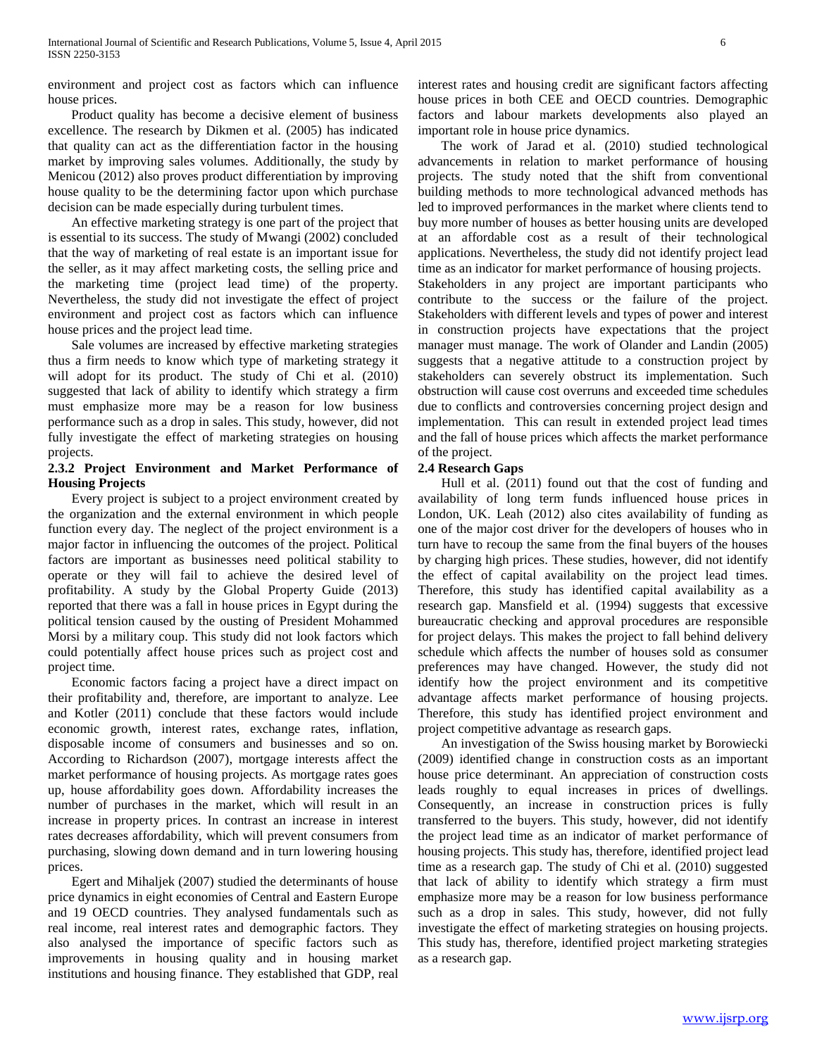environment and project cost as factors which can influence house prices.

Product quality has become a decisive element of business excellence. The research by Dikmen et al. (2005) has indicated that quality can act as the differentiation factor in the housing market by improving sales volumes. Additionally, the study by Menicou (2012) also proves product differentiation by improving house quality to be the determining factor upon which purchase decision can be made especially during turbulent times.

An effective marketing strategy is one part of the project that is essential to its success. The study of Mwangi (2002) concluded that the way of marketing of real estate is an important issue for the seller, as it may affect marketing costs, the selling price and the marketing time (project lead time) of the property. Nevertheless, the study did not investigate the effect of project environment and project cost as factors which can influence house prices and the project lead time.

Sale volumes are increased by effective marketing strategies thus a firm needs to know which type of marketing strategy it will adopt for its product. The study of Chi et al. (2010) suggested that lack of ability to identify which strategy a firm must emphasize more may be a reason for low business performance such as a drop in sales. This study, however, did not fully investigate the effect of marketing strategies on housing projects.

### 2.3.2 Project Environment and Market Performance of Housing Projects

Every project is subject to a project environment created by the organization and the external environment in which people function every day. The neglect of the project environment is a major factor in influencing the outcomes of the project. Political factors are important as businesses need political stability to operate or they will fail to achieve the desired level of profitability. A study by the Global Property Guide (2013) reported that there was a fall in house prices in Egypt during the political tension caused by the ousting of President Mohammed Morsi by a military coup. This study did not look factors which could potentially affect house prices such as project cost and project time.

Economic factors facing a project have a direct impact on their profitability and, therefore, are important to analyze. Lee and Kotler (2011) conclude that these factors would include economic growth, interest rates, exchange rates, inflation, disposable income of consumers and businesses and so on. According to Richardson (2007), mortgage interests affect the market performance of housing projects. As mortgage rates goes up, house affordability goes down. Affordability increases the number of purchases in the market, which will result in an increase in property prices. In contrast an increase in interest rates decreases affordability, which will prevent consumers from purchasing, slowing down demand and in turn lowering housing prices.

Egert and Mihaljek (2007) studied the determinants of house price dynamics in eight economies of Central and Eastern Europe and 19 OECD countries. They analysed fundamentals such as real income, real interest rates and demographic factors. They also analysed the importance of specific factors such as improvements in housing quality and in housing market institutions and housing finance. They established that GDP, real interest rates and housing credit are significant factors affecting house prices in both CEE and OECD countries. Demographic factors and labour markets developments also played an important role in house price dynamics.

The work of Jarad et al. (2010) studied technological advancements in relation to market performance of housing projects. The study noted that the shift from conventional building methods to more technological advanced methods has led to improved performances in the market where clients tend to buy more number of houses as better housing units are developed at an affordable cost as a result of their technological applications. Nevertheless, the study did not identify project lead time as an indicator for market performance of housing projects.

Stakeholders in any project are important participants who contribute to the success or the failure of the project. Stakeholders with different levels and types of power and interest in construction projects have expectations that the project manager must manage. The work of Olander and Landin (2005) suggests that a negative attitude to a construction project by stakeholders can severely obstruct its implementation. Such obstruction will cause cost overruns and exceeded time schedules due to conflicts and controversies concerning project design and implementation. This can result in extended project lead times and the fall of house prices which affects the market performance of the project.

## 2.4 Research Gaps

Hull et al. (2011) found out that the cost of funding and availability of long term funds influenced house prices in London, UK. Leah (2012) also cites availability of funding as one of the major cost driver for the developers of houses who in turn have to recoup the same from the final buyers of the houses by charging high prices. These studies, however, did not identify the effect of capital availability on the project lead times. Therefore, this study has identified capital availability as a research gap. Mansfield et al. (1994) suggests that excessive bureaucratic checking and approval procedures are responsible for project delays. This makes the project to fall behind delivery schedule which affects the number of houses sold as consumer preferences may have changed. However, the study did not identify how the project environment and its competitive advantage affects market performance of housing projects. Therefore, this study has identified project environment and project competitive advantage as research gaps.

An investigation of the Swiss housing market by Borowiecki (2009) identified change in construction costs as an important house price determinant. An appreciation of construction costs leads roughly to equal increases in prices of dwellings. Consequently, an increase in construction prices is fully transferred to the buyers. This study, however, did not identify the project lead time as an indicator of market performance of housing projects. This study has, therefore, identified project lead time as a research gap. The study of Chi et al. (2010) suggested that lack of ability to identify which strategy a firm must emphasize more may be a reason for low business performance such as a drop in sales. This study, however, did not fully investigate the effect of marketing strategies on housing projects. This study has, therefore, identified project marketing strategies as a research gap.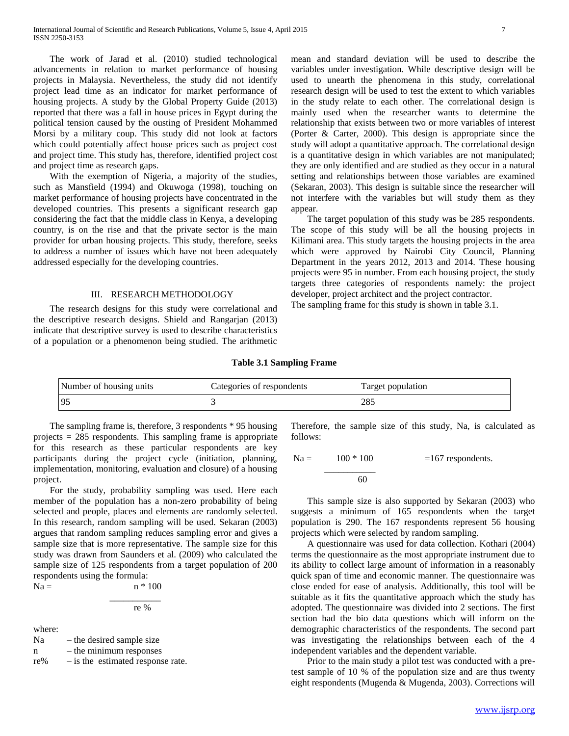The work of Jarad et al. (2010) studied technological advancements in relation to market performance of housing projects in Malaysia. Nevertheless, the study did not identify project lead time as an indicator for market performance of housing projects. A study by the Global Property Guide (2013) reported that there was a fall in house prices in Egypt during the political tension caused by the ousting of President Mohammed Morsi by a military coup. This study did not look at factors which could potentially affect house prices such as project cost and project time. This study has, therefore, identified project cost and project time as research gaps.

With the exemption of Nigeria, a majority of the studies, such as Mansfield (1994) and Okuwoga (1998), touching on market performance of housing projects have concentrated in the developed countries. This presents a significant research gap considering the fact that the middle class in Kenya, a developing country, is on the rise and that the private sector is the main provider for urban housing projects. This study, therefore, seeks to address a number of issues which have not been adequately addressed especially for the developing countries.

## III. RESEARCH METHODOLOGY

The research designs for this study were correlational and the descriptive research designs. Shield and Rangarjan (2013) indicate that descriptive survey is used to describe characteristics of a population or a phenomenon being studied. The arithmetic mean and standard deviation will be used to describe the variables under investigation. While descriptive design will be used to unearth the phenomena in this study, correlational research design will be used to test the extent to which variables in the study relate to each other. The correlational design is mainly used when the researcher wants to determine the relationship that exists between two or more variables of interest (Porter & Carter, 2000). This design is appropriate since the study will adopt a quantitative approach. The correlational design is a quantitative design in which variables are not manipulated; they are only identified and are studied as they occur in a natural setting and relationships between those variables are examined (Sekaran, 2003). This design is suitable since the researcher will not interfere with the variables but will study them as they appear.

The target population of this study was be 285 respondents. The scope of this study will be all the housing projects in Kilimani area. This study targets the housing projects in the area which were approved by Nairobi City Council, Planning Department in the years 2012, 2013 and 2014. These housing projects were 95 in number. From each housing project, the study targets three categories of respondents namely: the project developer, project architect and the project contractor.

The sampling frame for this study is shown in table 3.1.

**Table 3.1 Sampling Frame**

| Number of housing units | Categories of respondents | Target population |
|---|---|---|
| 95 | 3 | 285 |

The sampling frame is, therefore, 3 respondents * 95 housing projects = 285 respondents. This sampling frame is appropriate for this research as these particular respondents are key participants during the project cycle (initiation, planning, implementation, monitoring, evaluation and closure) of a housing project.

For the study, probability sampling was used. Here each member of the population has a non-zero probability of being selected and people, places and elements are randomly selected. In this research, random sampling will be used. Sekaran (2003) argues that random sampling reduces sampling error and gives a sample size that is more representative. The sample size for this study was drawn from Saunders et al. (2009) who calculated the sample size of 125 respondents from a target population of 200 respondents using the formula:

$$Na = \frac{n * 100}{re\ \%}$$

where:

Na – the desired sample size
n – the minimum responses
re% – is the estimated response rate.

Therefore, the sample size of this study, Na, is calculated as follows:

$$Na = \frac{100 * 100}{60} = 167 \text{ respondents.}$$

This sample size is also supported by Sekaran (2003) who suggests a minimum of 165 respondents when the target population is 290. The 167 respondents represent 56 housing projects which were selected by random sampling.

A questionnaire was used for data collection. Kothari (2004) terms the questionnaire as the most appropriate instrument due to its ability to collect large amount of information in a reasonably quick span of time and economic manner. The questionnaire was close ended for ease of analysis. Additionally, this tool will be suitable as it fits the quantitative approach which the study has adopted. The questionnaire was divided into 2 sections. The first section had the bio data questions which will inform on the demographic characteristics of the respondents. The second part was investigating the relationships between each of the 4 independent variables and the dependent variable.

Prior to the main study a pilot test was conducted with a pre-test sample of 10 % of the population size and are thus twenty eight respondents (Mugenda & Mugenda, 2003). Corrections will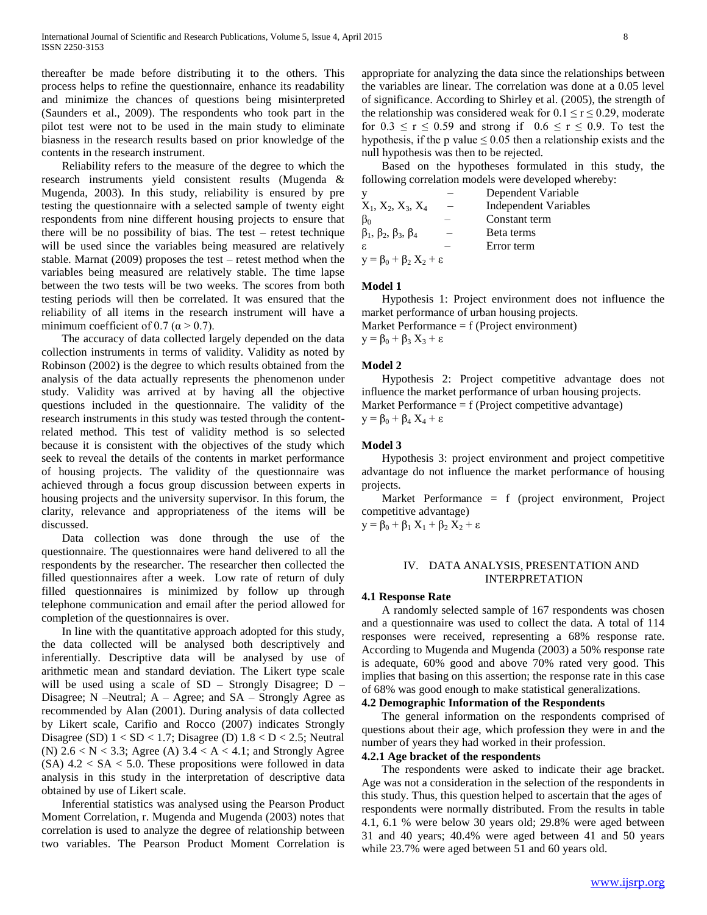thereafter be made before distributing it to the others. This process helps to refine the questionnaire, enhance its readability and minimize the chances of questions being misinterpreted (Saunders et al., 2009). The respondents who took part in the pilot test were not to be used in the main study to eliminate biasness in the research results based on prior knowledge of the contents in the research instrument.

Reliability refers to the measure of the degree to which the research instruments yield consistent results (Mugenda & Mugenda, 2003). In this study, reliability is ensured by pre testing the questionnaire with a selected sample of twenty eight respondents from nine different housing projects to ensure that there will be no possibility of bias. The test – retest technique will be used since the variables being measured are relatively stable. Marnat (2009) proposes the test – retest method when the variables being measured are relatively stable. The time lapse between the two tests will be two weeks. The scores from both testing periods will then be correlated. It was ensured that the reliability of all items in the research instrument will have a minimum coefficient of 0.7 ($\alpha > 0.7$).

The accuracy of data collected largely depended on the data collection instruments in terms of validity. Validity as noted by Robinson (2002) is the degree to which results obtained from the analysis of the data actually represents the phenomenon under study. Validity was arrived at by having all the objective questions included in the questionnaire. The validity of the research instruments in this study was tested through the content-related method. This test of validity method is so selected because it is consistent with the objectives of the study which seek to reveal the details of the contents in market performance of housing projects. The validity of the questionnaire was achieved through a focus group discussion between experts in housing projects and the university supervisor. In this forum, the clarity, relevance and appropriateness of the items will be discussed.

Data collection was done through the use of the questionnaire. The questionnaires were hand delivered to all the respondents by the researcher. The researcher then collected the filled questionnaires after a week. Low rate of return of duly filled questionnaires is minimized by follow up through telephone communication and email after the period allowed for completion of the questionnaires is over.

In line with the quantitative approach adopted for this study, the data collected will be analysed both descriptively and inferentially. Descriptive data will be analysed by use of arithmetic mean and standard deviation. The Likert type scale will be used using a scale of SD – Strongly Disagree; D – Disagree; N –Neutral; A – Agree; and SA – Strongly Agree as recommended by Alan (2001). During analysis of data collected by Likert scale, Carifio and Rocco (2007) indicates Strongly Disagree (SD) $1 < SD < 1.7$; Disagree (D) $1.8 < D < 2.5$; Neutral (N) $2.6 < N < 3.3$; Agree (A) $3.4 < A < 4.1$; and Strongly Agree (SA) $4.2 < SA < 5.0$. These propositions were followed in data analysis in this study in the interpretation of descriptive data obtained by use of Likert scale.

Inferential statistics was analysed using the Pearson Product Moment Correlation, r. Mugenda and Mugenda (2003) notes that correlation is used to analyze the degree of relationship between two variables. The Pearson Product Moment Correlation is appropriate for analyzing the data since the relationships between the variables are linear. The correlation was done at a 0.05 level of significance. According to Shirley et al. (2005), the strength of the relationship was considered weak for $0.1 \leq r \leq 0.29$, moderate for $0.3 \leq r \leq 0.59$ and strong if $0.6 \leq r \leq 0.9$. To test the hypothesis, if the p value $\leq 0.05$ then a relationship exists and the null hypothesis was then to be rejected.

Based on the hypotheses formulated in this study, the following correlation models were developed whereby:

$y$ – Dependent Variable
$X_1, X_2, X_3, X_4$ – Independent Variables
$\beta_0$ – Constant term
$\beta_1, \beta_2, \beta_3, \beta_4$ – Beta terms
$\varepsilon$ – Error term

$y = \beta_0 + \beta_2 X_2 + \varepsilon$

**Model 1**

Hypothesis 1: Project environment does not influence the market performance of urban housing projects.

Market Performance = f (Project environment)

$y = \beta_0 + \beta_3 X_3 + \varepsilon$

**Model 2**

Hypothesis 2: Project competitive advantage does not influence the market performance of urban housing projects.

Market Performance = f (Project competitive advantage)

$y = \beta_0 + \beta_4 X_4 + \varepsilon$

**Model 3**

Hypothesis 3: project environment and project competitive advantage do not influence the market performance of housing projects.

Market Performance = f (project environment, Project competitive advantage)

$y = \beta_0 + \beta_1 X_1 + \beta_2 X_2 + \varepsilon$

## IV. DATA ANALYSIS, PRESENTATION AND INTERPRETATION

### 4.1 Response Rate

A randomly selected sample of 167 respondents was chosen and a questionnaire was used to collect the data. A total of 114 responses were received, representing a 68% response rate. According to Mugenda and Mugenda (2003) a 50% response rate is adequate, 60% good and above 70% rated very good. This implies that basing on this assertion; the response rate in this case of 68% was good enough to make statistical generalizations.

### 4.2 Demographic Information of the Respondents

The general information on the respondents comprised of questions about their age, which profession they were in and the number of years they had worked in their profession.

#### 4.2.1 Age bracket of the respondents

The respondents were asked to indicate their age bracket. Age was not a consideration in the selection of the respondents in this study. Thus, this question helped to ascertain that the ages of respondents were normally distributed. From the results in table 4.1, 6.1 % were below 30 years old; 29.8% were aged between 31 and 40 years; 40.4% were aged between 41 and 50 years while 23.7% were aged between 51 and 60 years old.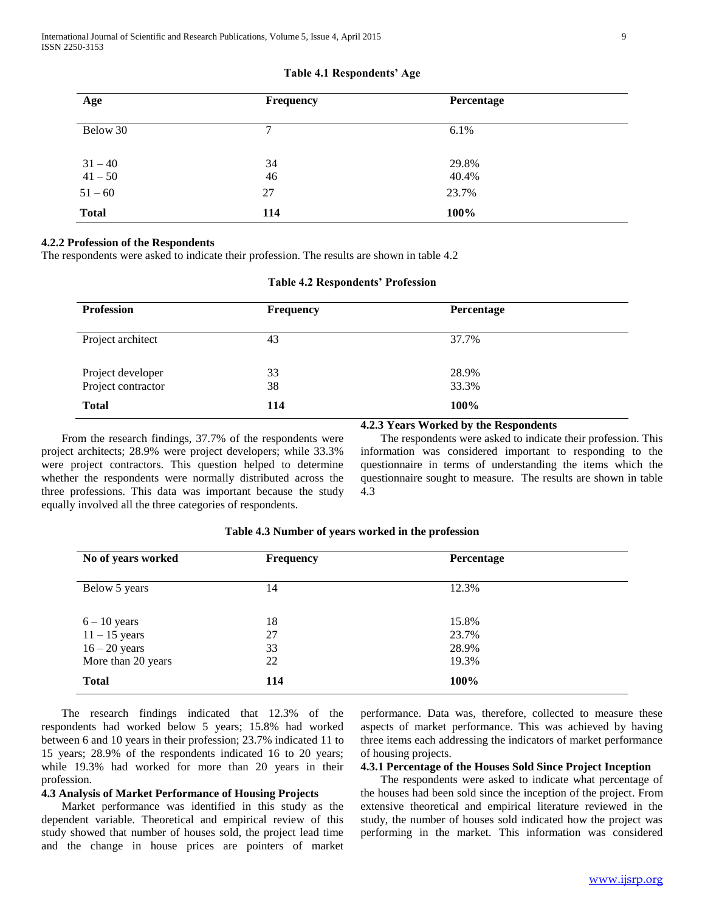**Table 4.1 Respondents' Age**

| Age | Frequency | Percentage |
|---|---|---|
| Below 30 | 7 | 6.1% |
| 31 – 40 | 34 | 29.8% |
| 41 – 50 | 46 | 40.4% |
| 51 – 60 | 27 | 23.7% |
| **Total** | **114** | **100%** |

### 4.2.2 Profession of the Respondents

The respondents were asked to indicate their profession. The results are shown in table 4.2

**Table 4.2 Respondents' Profession**

| Profession | Frequency | Percentage |
|---|---|---|
| Project architect | 43 | 37.7% |
| Project developer | 33 | 28.9% |
| Project contractor | 38 | 33.3% |
| **Total** | **114** | **100%** |

From the research findings, 37.7% of the respondents were project architects; 28.9% were project developers; while 33.3% were project contractors. This question helped to determine whether the respondents were normally distributed across the three professions. This data was important because the study equally involved all the three categories of respondents.

### 4.2.3 Years Worked by the Respondents

The respondents were asked to indicate their profession. This information was considered important to responding to the questionnaire in terms of understanding the items which the questionnaire sought to measure. The results are shown in table 4.3

**Table 4.3 Number of years worked in the profession**

| No of years worked | Frequency | Percentage |
|---|---|---|
| Below 5 years | 14 | 12.3% |
| 6 – 10 years | 18 | 15.8% |
| 11 – 15 years | 27 | 23.7% |
| 16 – 20 years | 33 | 28.9% |
| More than 20 years | 22 | 19.3% |
| **Total** | **114** | **100%** |

The research findings indicated that 12.3% of the respondents had worked below 5 years; 15.8% had worked between 6 and 10 years in their profession; 23.7% indicated 11 to 15 years; 28.9% of the respondents indicated 16 to 20 years; while 19.3% had worked for more than 20 years in their profession.

## 4.3 Analysis of Market Performance of Housing Projects

Market performance was identified in this study as the dependent variable. Theoretical and empirical review of this study showed that number of houses sold, the project lead time and the change in house prices are pointers of market performance. Data was, therefore, collected to measure these aspects of market performance. This was achieved by having three items each addressing the indicators of market performance of housing projects.

### 4.3.1 Percentage of the Houses Sold Since Project Inception

The respondents were asked to indicate what percentage of the houses had been sold since the inception of the project. From extensive theoretical and empirical literature reviewed in the study, the number of houses sold indicated how the project was performing in the market. This information was considered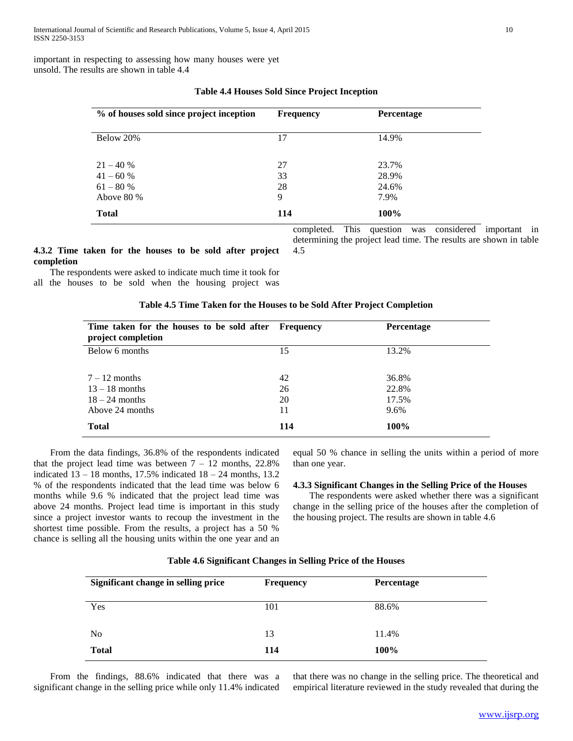important in respecting to assessing how many houses were yet unsold. The results are shown in table 4.4

**Table 4.4 Houses Sold Since Project Inception**

| % of houses sold since project inception | Frequency | Percentage |
|---|---|---|
| Below 20% | 17 | 14.9% |
| 21 – 40 % | 27 | 23.7% |
| 41 – 60 % | 33 | 28.9% |
| 61 – 80 % | 28 | 24.6% |
| Above 80 % | 9 | 7.9% |
| **Total** | **114** | **100%** |

### 4.3.2 Time taken for the houses to be sold after project completion

The respondents were asked to indicate much time it took for all the houses to be sold when the housing project was completed. This question was considered important in determining the project lead time. The results are shown in table 4.5

**Table 4.5 Time Taken for the Houses to be Sold After Project Completion**

| Time taken for the houses to be sold after project completion | Frequency | Percentage |
|---|---|---|
| Below 6 months | 15 | 13.2% |
| 7 – 12 months | 42 | 36.8% |
| 13 – 18 months | 26 | 22.8% |
| 18 – 24 months | 20 | 17.5% |
| Above 24 months | 11 | 9.6% |
| **Total** | **114** | **100%** |

From the data findings, 36.8% of the respondents indicated that the project lead time was between 7 – 12 months, 22.8% indicated 13 – 18 months, 17.5% indicated 18 – 24 months, 13.2 % of the respondents indicated that the lead time was below 6 months while 9.6 % indicated that the project lead time was above 24 months. Project lead time is important in this study since a project investor wants to recoup the investment in the shortest time possible. From the results, a project has a 50 % chance is selling all the housing units within the one year and an equal 50 % chance in selling the units within a period of more than one year.

### 4.3.3 Significant Changes in the Selling Price of the Houses

The respondents were asked whether there was a significant change in the selling price of the houses after the completion of the housing project. The results are shown in table 4.6

**Table 4.6 Significant Changes in Selling Price of the Houses**

| Significant change in selling price | Frequency | Percentage |
|---|---|---|
| Yes | 101 | 88.6% |
| No | 13 | 11.4% |
| **Total** | **114** | **100%** |

From the findings, 88.6% indicated that there was a significant change in the selling price while only 11.4% indicated that there was no change in the selling price. The theoretical and empirical literature reviewed in the study revealed that during the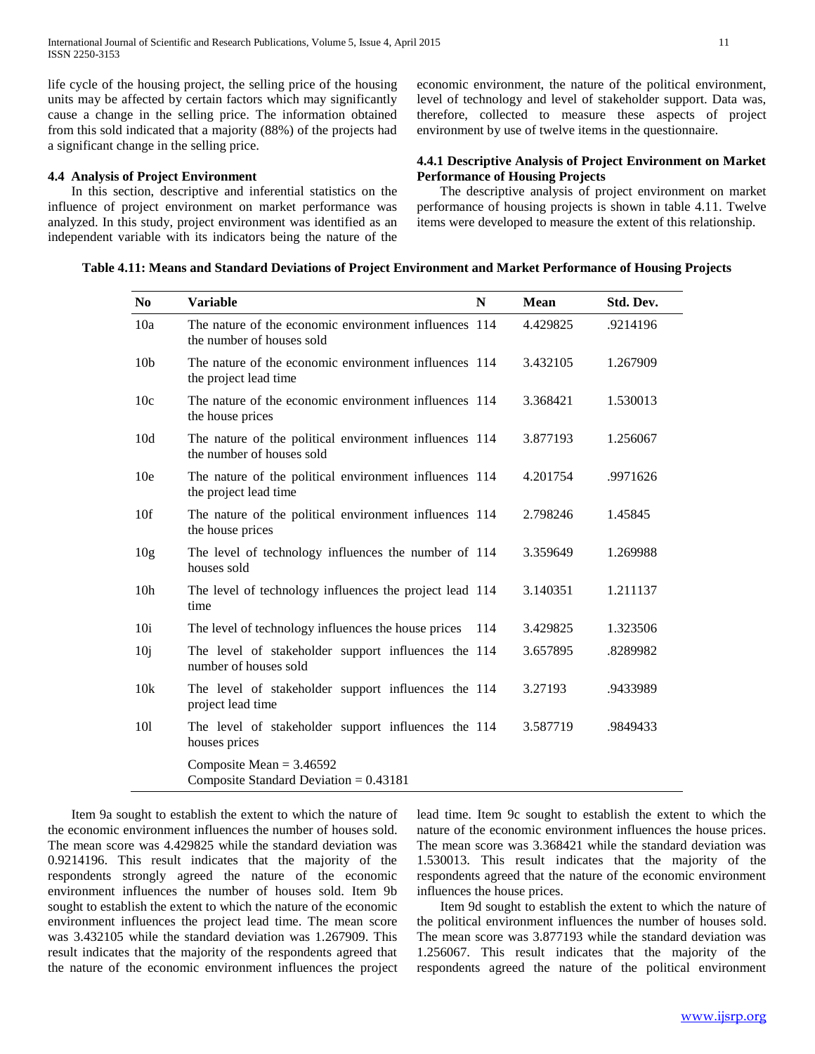life cycle of the housing project, the selling price of the housing units may be affected by certain factors which may significantly cause a change in the selling price. The information obtained from this sold indicated that a majority (88%) of the projects had a significant change in the selling price.

## 4.4 Analysis of Project Environment

In this section, descriptive and inferential statistics on the influence of project environment on market performance was analyzed. In this study, project environment was identified as an independent variable with its indicators being the nature of the economic environment, the nature of the political environment, level of technology and level of stakeholder support. Data was, therefore, collected to measure these aspects of project environment by use of twelve items in the questionnaire.

### 4.4.1 Descriptive Analysis of Project Environment on Market Performance of Housing Projects

The descriptive analysis of project environment on market performance of housing projects is shown in table 4.11. Twelve items were developed to measure the extent of this relationship.

**Table 4.11: Means and Standard Deviations of Project Environment and Market Performance of Housing Projects**

| No | Variable | N | Mean | Std. Dev. |
|---|---|---|---|---|
| 10a | The nature of the economic environment influences the number of houses sold | 114 | 4.429825 | .9214196 |
| 10b | The nature of the economic environment influences the project lead time | 114 | 3.432105 | 1.267909 |
| 10c | The nature of the economic environment influences the house prices | 114 | 3.368421 | 1.530013 |
| 10d | The nature of the political environment influences the number of houses sold | 114 | 3.877193 | 1.256067 |
| 10e | The nature of the political environment influences the project lead time | 114 | 4.201754 | .9971626 |
| 10f | The nature of the political environment influences the house prices | 114 | 2.798246 | 1.45845 |
| 10g | The level of technology influences the number of houses sold | 114 | 3.359649 | 1.269988 |
| 10h | The level of technology influences the project lead time | 114 | 3.140351 | 1.211137 |
| 10i | The level of technology influences the house prices | 114 | 3.429825 | 1.323506 |
| 10j | The level of stakeholder support influences the number of houses sold | 114 | 3.657895 | .8289982 |
| 10k | The level of stakeholder support influences the project lead time | 114 | 3.27193 | .9433989 |
| 10l | The level of stakeholder support influences the houses prices | 114 | 3.587719 | .9849433 |
| | Composite Mean = 3.46592<br>Composite Standard Deviation = 0.43181 | | | |

Item 9a sought to establish the extent to which the nature of the economic environment influences the number of houses sold. The mean score was 4.429825 while the standard deviation was 0.9214196. This result indicates that the majority of the respondents strongly agreed the nature of the economic environment influences the number of houses sold. Item 9b sought to establish the extent to which the nature of the economic environment influences the project lead time. The mean score was 3.432105 while the standard deviation was 1.267909. This result indicates that the majority of the respondents agreed that the nature of the economic environment influences the project lead time. Item 9c sought to establish the extent to which the nature of the economic environment influences the house prices. The mean score was 3.368421 while the standard deviation was 1.530013. This result indicates that the majority of the respondents agreed that the nature of the economic environment influences the house prices.

Item 9d sought to establish the extent to which the nature of the political environment influences the number of houses sold. The mean score was 3.877193 while the standard deviation was 1.256067. This result indicates that the majority of the respondents agreed the nature of the political environment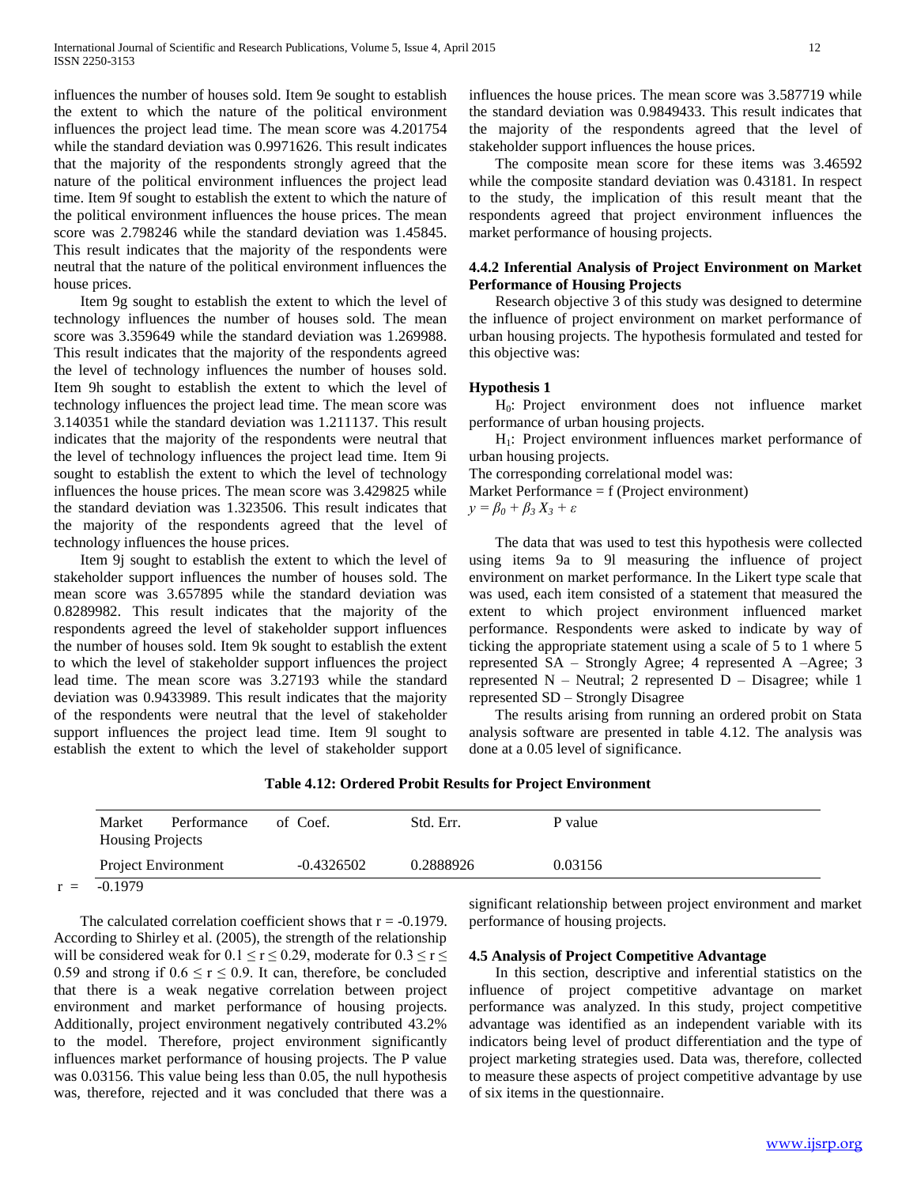influences the number of houses sold. Item 9e sought to establish the extent to which the nature of the political environment influences the project lead time. The mean score was 4.201754 while the standard deviation was 0.9971626. This result indicates that the majority of the respondents strongly agreed that the nature of the political environment influences the project lead time. Item 9f sought to establish the extent to which the nature of the political environment influences the house prices. The mean score was 2.798246 while the standard deviation was 1.45845. This result indicates that the majority of the respondents were neutral that the nature of the political environment influences the house prices.

Item 9g sought to establish the extent to which the level of technology influences the number of houses sold. The mean score was 3.359649 while the standard deviation was 1.269988. This result indicates that the majority of the respondents agreed the level of technology influences the number of houses sold. Item 9h sought to establish the extent to which the level of technology influences the project lead time. The mean score was 3.140351 while the standard deviation was 1.211137. This result indicates that the majority of the respondents were neutral that the level of technology influences the project lead time. Item 9i sought to establish the extent to which the level of technology influences the house prices. The mean score was 3.429825 while the standard deviation was 1.323506. This result indicates that the majority of the respondents agreed that the level of technology influences the house prices.

Item 9j sought to establish the extent to which the level of stakeholder support influences the number of houses sold. The mean score was 3.657895 while the standard deviation was 0.8289982. This result indicates that the majority of the respondents agreed the level of stakeholder support influences the number of houses sold. Item 9k sought to establish the extent to which the level of stakeholder support influences the project lead time. The mean score was 3.27193 while the standard deviation was 0.9433989. This result indicates that the majority of the respondents were neutral that the level of stakeholder support influences the project lead time. Item 9l sought to establish the extent to which the level of stakeholder support influences the house prices. The mean score was 3.587719 while the standard deviation was 0.9849433. This result indicates that the majority of the respondents agreed that the level of stakeholder support influences the house prices.

The composite mean score for these items was 3.46592 while the composite standard deviation was 0.43181. In respect to the study, the implication of this result meant that the respondents agreed that project environment influences the market performance of housing projects.

#### 4.4.2 Inferential Analysis of Project Environment on Market Performance of Housing Projects

Research objective 3 of this study was designed to determine the influence of project environment on market performance of urban housing projects. The hypothesis formulated and tested for this objective was:

**Hypothesis 1**

$H_0$: Project environment does not influence market performance of urban housing projects.

$H_1$: Project environment influences market performance of urban housing projects.

The corresponding correlational model was:

Market Performance = f (Project environment)

$y = \beta_0 + \beta_3 X_3 + \varepsilon$

The data that was used to test this hypothesis were collected using items 9a to 9l measuring the influence of project environment on market performance. In the Likert type scale that was used, each item consisted of a statement that measured the extent to which project environment influenced market performance. Respondents were asked to indicate by way of ticking the appropriate statement using a scale of 5 to 1 where 5 represented SA – Strongly Agree; 4 represented A –Agree; 3 represented N – Neutral; 2 represented D – Disagree; while 1 represented SD – Strongly Disagree

The results arising from running an ordered probit on Stata analysis software are presented in table 4.12. The analysis was done at a 0.05 level of significance.

**Table 4.12: Ordered Probit Results for Project Environment**

| Market Performance of Housing Projects | Coef. | Std. Err. | P value |
|---|---|---|---|
| Project Environment | -0.4326502 | 0.2888926 | 0.03156 |

r = -0.1979

The calculated correlation coefficient shows that r = -0.1979. According to Shirley et al. (2005), the strength of the relationship will be considered weak for $0.1 \leq r \leq 0.29$, moderate for $0.3 \leq r \leq 0.59$ and strong if $0.6 \leq r \leq 0.9$. It can, therefore, be concluded that there is a weak negative correlation between project environment and market performance of housing projects. Additionally, project environment negatively contributed 43.2% to the model. Therefore, project environment significantly influences market performance of housing projects. The P value was 0.03156. This value being less than 0.05, the null hypothesis was, therefore, rejected and it was concluded that there was a significant relationship between project environment and market performance of housing projects.

### 4.5 Analysis of Project Competitive Advantage

In this section, descriptive and inferential statistics on the influence of project competitive advantage on market performance was analyzed. In this study, project competitive advantage was identified as an independent variable with its indicators being level of product differentiation and the type of project marketing strategies used. Data was, therefore, collected to measure these aspects of project competitive advantage by use of six items in the questionnaire.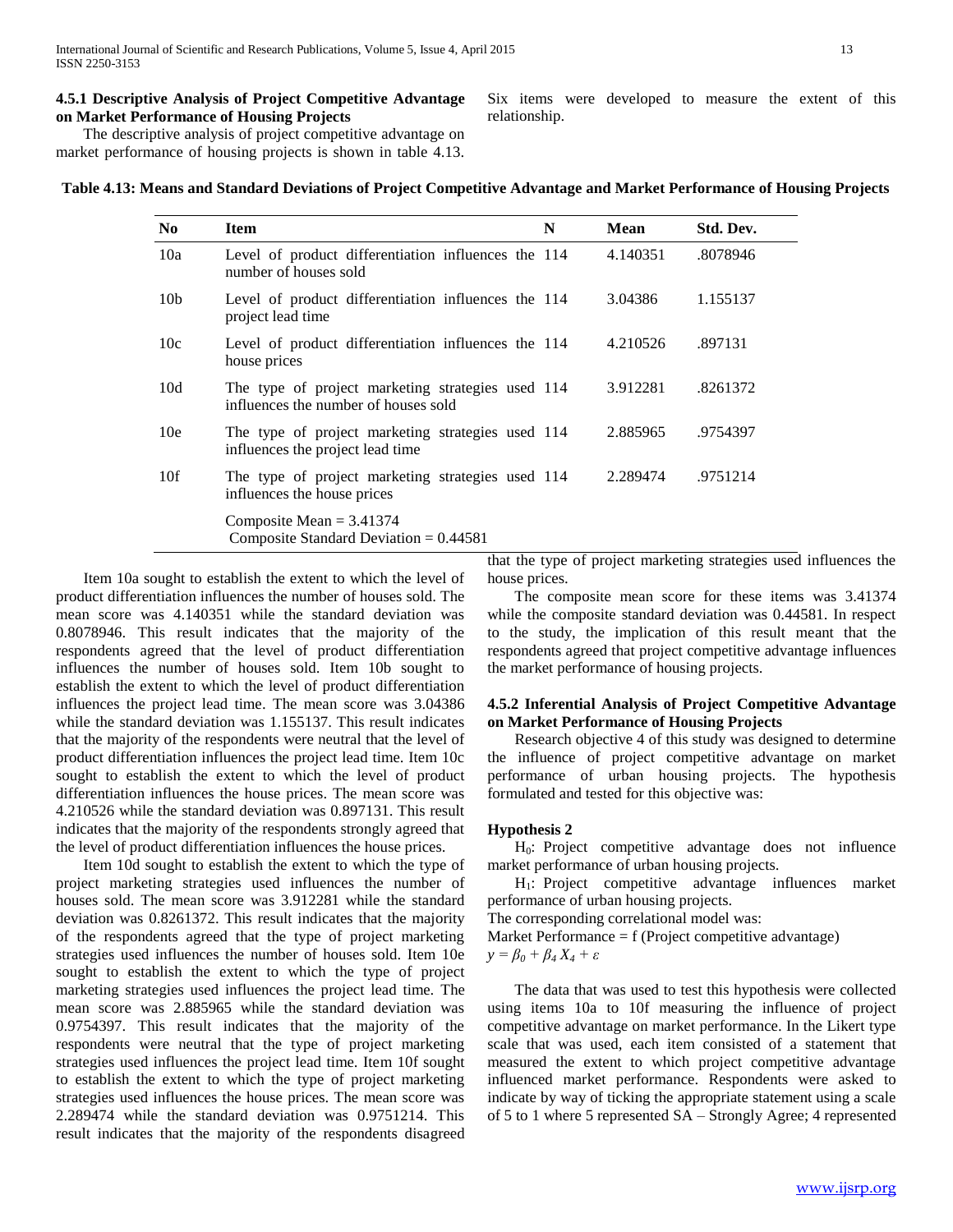#### 4.5.1 Descriptive Analysis of Project Competitive Advantage on Market Performance of Housing Projects

The descriptive analysis of project competitive advantage on market performance of housing projects is shown in table 4.13. Six items were developed to measure the extent of this relationship.

**Table 4.13: Means and Standard Deviations of Project Competitive Advantage and Market Performance of Housing Projects**

| No | Item | N | Mean | Std. Dev. |
|---|---|---|---|---|
| 10a | Level of product differentiation influences the number of houses sold | 114 | 4.140351 | .8078946 |
| 10b | Level of product differentiation influences the project lead time | 114 | 3.04386 | 1.155137 |
| 10c | Level of product differentiation influences the house prices | 114 | 4.210526 | .897131 |
| 10d | The type of project marketing strategies used influences the number of houses sold | 114 | 3.912281 | .8261372 |
| 10e | The type of project marketing strategies used influences the project lead time | 114 | 2.885965 | .9754397 |
| 10f | The type of project marketing strategies used influences the house prices | 114 | 2.289474 | .9751214 |
| | Composite Mean = 3.41374<br>Composite Standard Deviation = 0.44581 | | | |

Item 10a sought to establish the extent to which the level of product differentiation influences the number of houses sold. The mean score was 4.140351 while the standard deviation was 0.8078946. This result indicates that the majority of the respondents agreed that the level of product differentiation influences the number of houses sold. Item 10b sought to establish the extent to which the level of product differentiation influences the project lead time. The mean score was 3.04386 while the standard deviation was 1.155137. This result indicates that the majority of the respondents were neutral that the level of product differentiation influences the project lead time. Item 10c sought to establish the extent to which the level of product differentiation influences the house prices. The mean score was 4.210526 while the standard deviation was 0.897131. This result indicates that the majority of the respondents strongly agreed that the level of product differentiation influences the house prices.

Item 10d sought to establish the extent to which the type of project marketing strategies used influences the number of houses sold. The mean score was 3.912281 while the standard deviation was 0.8261372. This result indicates that the majority of the respondents agreed that the type of project marketing strategies used influences the number of houses sold. Item 10e sought to establish the extent to which the type of project marketing strategies used influences the project lead time. The mean score was 2.885965 while the standard deviation was 0.9754397. This result indicates that the majority of the respondents were neutral that the type of project marketing strategies used influences the project lead time. Item 10f sought to establish the extent to which the type of project marketing strategies used influences the house prices. The mean score was 2.289474 while the standard deviation was 0.9751214. This result indicates that the majority of the respondents disagreed that the type of project marketing strategies used influences the house prices.

The composite mean score for these items was 3.41374 while the composite standard deviation was 0.44581. In respect to the study, the implication of this result meant that the respondents agreed that project competitive advantage influences the market performance of housing projects.

#### 4.5.2 Inferential Analysis of Project Competitive Advantage on Market Performance of Housing Projects

Research objective 4 of this study was designed to determine the influence of project competitive advantage on market performance of urban housing projects. The hypothesis formulated and tested for this objective was:

**Hypothesis 2**

$H_0$: Project competitive advantage does not influence market performance of urban housing projects.

$H_1$: Project competitive advantage influences market performance of urban housing projects.

The corresponding correlational model was:

Market Performance = f (Project competitive advantage)

$y = \beta_0 + \beta_4 X_4 + \varepsilon$

The data that was used to test this hypothesis were collected using items 10a to 10f measuring the influence of project competitive advantage on market performance. In the Likert type scale that was used, each item consisted of a statement that measured the extent to which project competitive advantage influenced market performance. Respondents were asked to indicate by way of ticking the appropriate statement using a scale of 5 to 1 where 5 represented SA – Strongly Agree; 4 represented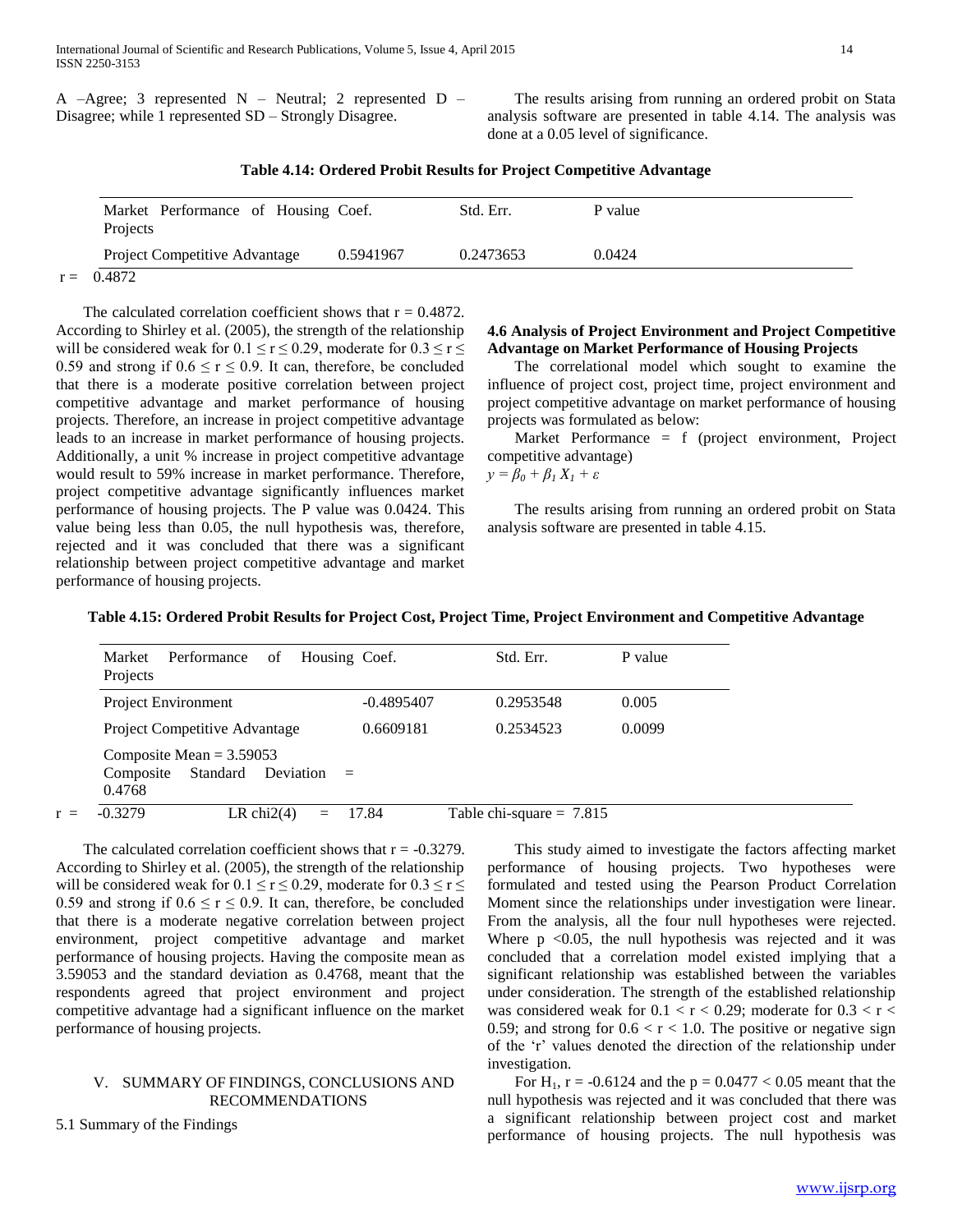A –Agree; 3 represented N – Neutral; 2 represented D – Disagree; while 1 represented SD – Strongly Disagree.

The results arising from running an ordered probit on Stata analysis software are presented in table 4.14. The analysis was done at a 0.05 level of significance.

**Table 4.14: Ordered Probit Results for Project Competitive Advantage**

| Market Performance of Housing Projects | Coef. | Std. Err. | P value |
|---|---|---|---|
| Project Competitive Advantage | 0.5941967 | 0.2473653 | 0.0424 |
| r = 0.4872 | | | |

The calculated correlation coefficient shows that r = 0.4872. According to Shirley et al. (2005), the strength of the relationship will be considered weak for $0.1 \leq r \leq 0.29$, moderate for $0.3 \leq r \leq 0.59$ and strong if $0.6 \leq r \leq 0.9$. It can, therefore, be concluded that there is a moderate positive correlation between project competitive advantage and market performance of housing projects. Therefore, an increase in project competitive advantage leads to an increase in market performance of housing projects. Additionally, a unit % increase in project competitive advantage would result to 59% increase in market performance. Therefore, project competitive advantage significantly influences market performance of housing projects. The P value was 0.0424. This value being less than 0.05, the null hypothesis was, therefore, rejected and it was concluded that there was a significant relationship between project competitive advantage and market performance of housing projects.

**4.6 Analysis of Project Environment and Project Competitive Advantage on Market Performance of Housing Projects**

The correlational model which sought to examine the influence of project cost, project time, project environment and project competitive advantage on market performance of housing projects was formulated as below:

Market Performance = f (project environment, Project competitive advantage)

$y = \beta_0 + \beta_1 X_1 + \varepsilon$

The results arising from running an ordered probit on Stata analysis software are presented in table 4.15.

**Table 4.15: Ordered Probit Results for Project Cost, Project Time, Project Environment and Competitive Advantage**

| Market Performance of Housing Projects | Coef. | Std. Err. | P value |
|---|---|---|---|
| Project Environment | -0.4895407 | 0.2953548 | 0.005 |
| Project Competitive Advantage | 0.6609181 | 0.2534523 | 0.0099 |
| Composite Mean = 3.59053<br>Composite Standard Deviation = 0.4768 | | | |
| r = -0.3279 | LR chi2(4) = 17.84 | Table chi-square = 7.815 | |

The calculated correlation coefficient shows that r = -0.3279. According to Shirley et al. (2005), the strength of the relationship will be considered weak for $0.1 \leq r \leq 0.29$, moderate for $0.3 \leq r \leq 0.59$ and strong if $0.6 \leq r \leq 0.9$. It can, therefore, be concluded that there is a moderate negative correlation between project environment, project competitive advantage and market performance of housing projects. Having the composite mean as 3.59053 and the standard deviation as 0.4768, meant that the respondents agreed that project environment and project competitive advantage had a significant influence on the market performance of housing projects.

## V. SUMMARY OF FINDINGS, CONCLUSIONS AND RECOMMENDATIONS

### 5.1 Summary of the Findings

This study aimed to investigate the factors affecting market performance of housing projects. Two hypotheses were formulated and tested using the Pearson Product Correlation Moment since the relationships under investigation were linear. From the analysis, all the four null hypotheses were rejected. Where $p < 0.05$, the null hypothesis was rejected and it was concluded that a correlation model existed implying that a significant relationship was established between the variables under consideration. The strength of the established relationship was considered weak for $0.1 < r < 0.29$; moderate for $0.3 < r < 0.59$; and strong for $0.6 < r < 1.0$. The positive or negative sign of the 'r' values denoted the direction of the relationship under investigation.

For $H_1$, r = -0.6124 and the $p = 0.0477 < 0.05$ meant that the null hypothesis was rejected and it was concluded that there was a significant relationship between project cost and market performance of housing projects. The null hypothesis was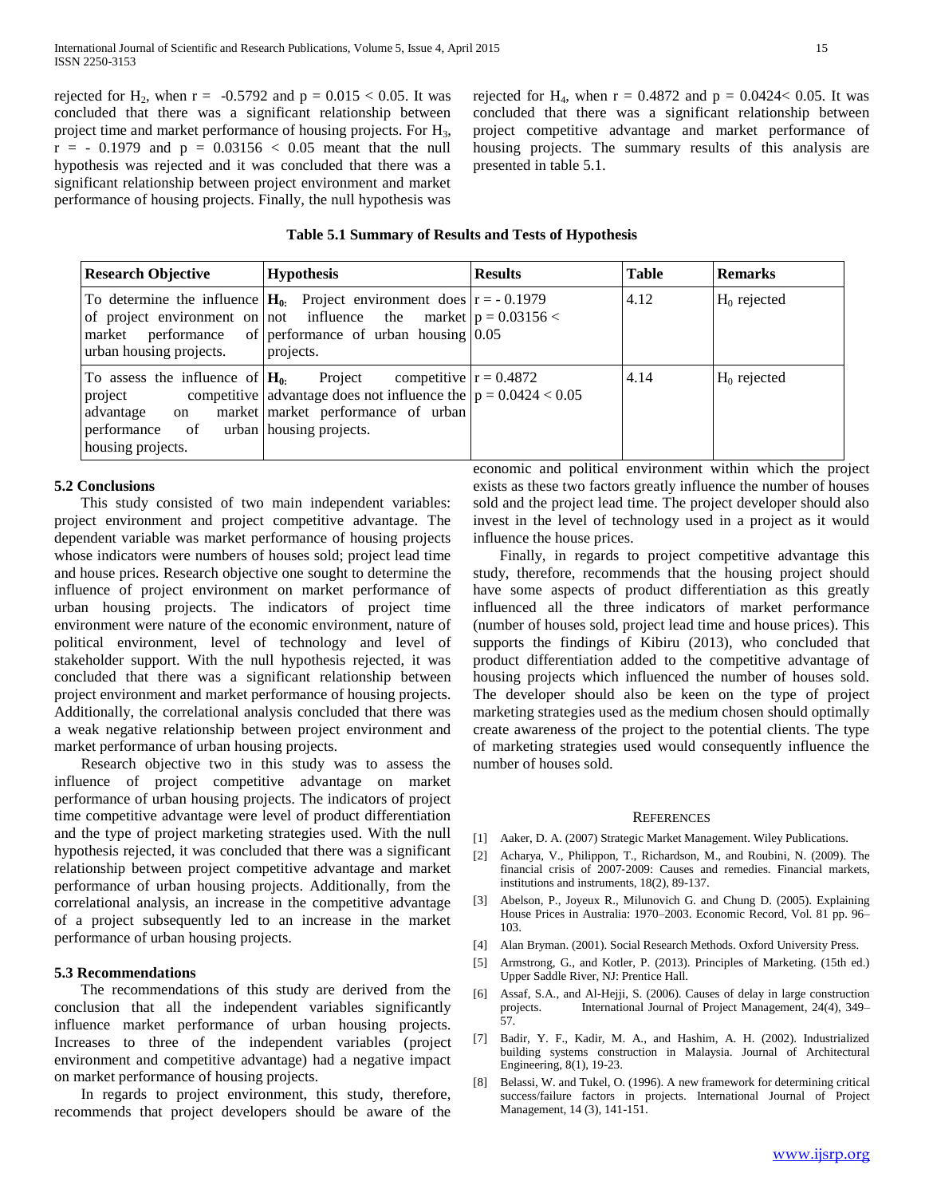rejected for $H_2$, when $r = -0.5792$ and $p = 0.015 < 0.05$. It was concluded that there was a significant relationship between project time and market performance of housing projects. For $H_3$, $r = -0.1979$ and $p = 0.03156 < 0.05$ meant that the null hypothesis was rejected and it was concluded that there was a significant relationship between project environment and market performance of housing projects. Finally, the null hypothesis was rejected for $H_4$, when $r = 0.4872$ and $p = 0.0424 < 0.05$. It was concluded that there was a significant relationship between project competitive advantage and market performance of housing projects. The summary results of this analysis are presented in table 5.1.

**Table 5.1 Summary of Results and Tests of Hypothesis**

| Research Objective | Hypothesis | Results | Table | Remarks |
|---|---|---|---|---|
| To determine the influence of project environment on market performance of urban housing projects. | **$H_0$:** Project environment does not influence the market performance of urban housing projects. | $r = -0.1979$ $p = 0.03156 < 0.05$ | 4.12 | $H_0$ rejected |
| To assess the influence of project competitive advantage on market performance of urban housing projects. | **$H_0$:** Project competitive advantage does not influence the market performance of urban housing projects. | $r = 0.4872$ $p = 0.0424 < 0.05$ | 4.14 | $H_0$ rejected |

### 5.2 Conclusions

This study consisted of two main independent variables: project environment and project competitive advantage. The dependent variable was market performance of housing projects whose indicators were numbers of houses sold; project lead time and house prices. Research objective one sought to determine the influence of project environment on market performance of urban housing projects. The indicators of project time environment were nature of the economic environment, nature of political environment, level of technology and level of stakeholder support. With the null hypothesis rejected, it was concluded that there was a significant relationship between project environment and market performance of housing projects. Additionally, the correlational analysis concluded that there was a weak negative relationship between project environment and market performance of urban housing projects.

Research objective two in this study was to assess the influence of project competitive advantage on market performance of urban housing projects. The indicators of project time competitive advantage were level of product differentiation and the type of project marketing strategies used. With the null hypothesis rejected, it was concluded that there was a significant relationship between project competitive advantage and market performance of urban housing projects. Additionally, from the correlational analysis, an increase in the competitive advantage of a project subsequently led to an increase in the market performance of urban housing projects.

### 5.3 Recommendations

The recommendations of this study are derived from the conclusion that all the independent variables significantly influence market performance of urban housing projects. Increases to three of the independent variables (project environment and competitive advantage) had a negative impact on market performance of housing projects.

In regards to project environment, this study, therefore, recommends that project developers should be aware of the economic and political environment within which the project exists as these two factors greatly influence the number of houses sold and the project lead time. The project developer should also invest in the level of technology used in a project as it would influence the house prices.

Finally, in regards to project competitive advantage this study, therefore, recommends that the housing project should have some aspects of product differentiation as this greatly influenced all the three indicators of market performance (number of houses sold, project lead time and house prices). This supports the findings of Kibiru (2013), who concluded that product differentiation added to the competitive advantage of housing projects which influenced the number of houses sold. The developer should also be keen on the type of project marketing strategies used as the medium chosen should optimally create awareness of the project to the potential clients. The type of marketing strategies used would consequently influence the number of houses sold.

## REFERENCES

[1] Aaker, D. A. (2007) Strategic Market Management. Wiley Publications.

[2] Acharya, V., Philippon, T., Richardson, M., and Roubini, N. (2009). The financial crisis of 2007-2009: Causes and remedies. Financial markets, institutions and instruments, 18(2), 89-137.

[3] Abelson, P., Joyeux R., Milunovich G. and Chung D. (2005). Explaining House Prices in Australia: 1970–2003. Economic Record, Vol. 81 pp. 96–103.

[4] Alan Bryman. (2001). Social Research Methods. Oxford University Press.

[5] Armstrong, G., and Kotler, P. (2013). Principles of Marketing. (15th ed.) Upper Saddle River, NJ: Prentice Hall.

[6] Assaf, S.A., and Al-Hejji, S. (2006). Causes of delay in large construction projects. International Journal of Project Management, 24(4), 349–57.

[7] Badir, Y. F., Kadir, M. A., and Hashim, A. H. (2002). Industrialized building systems construction in Malaysia. Journal of Architectural Engineering, 8(1), 19-23.

[8] Belassi, W. and Tukel, O. (1996). A new framework for determining critical success/failure factors in projects. International Journal of Project Management, 14 (3), 141-151.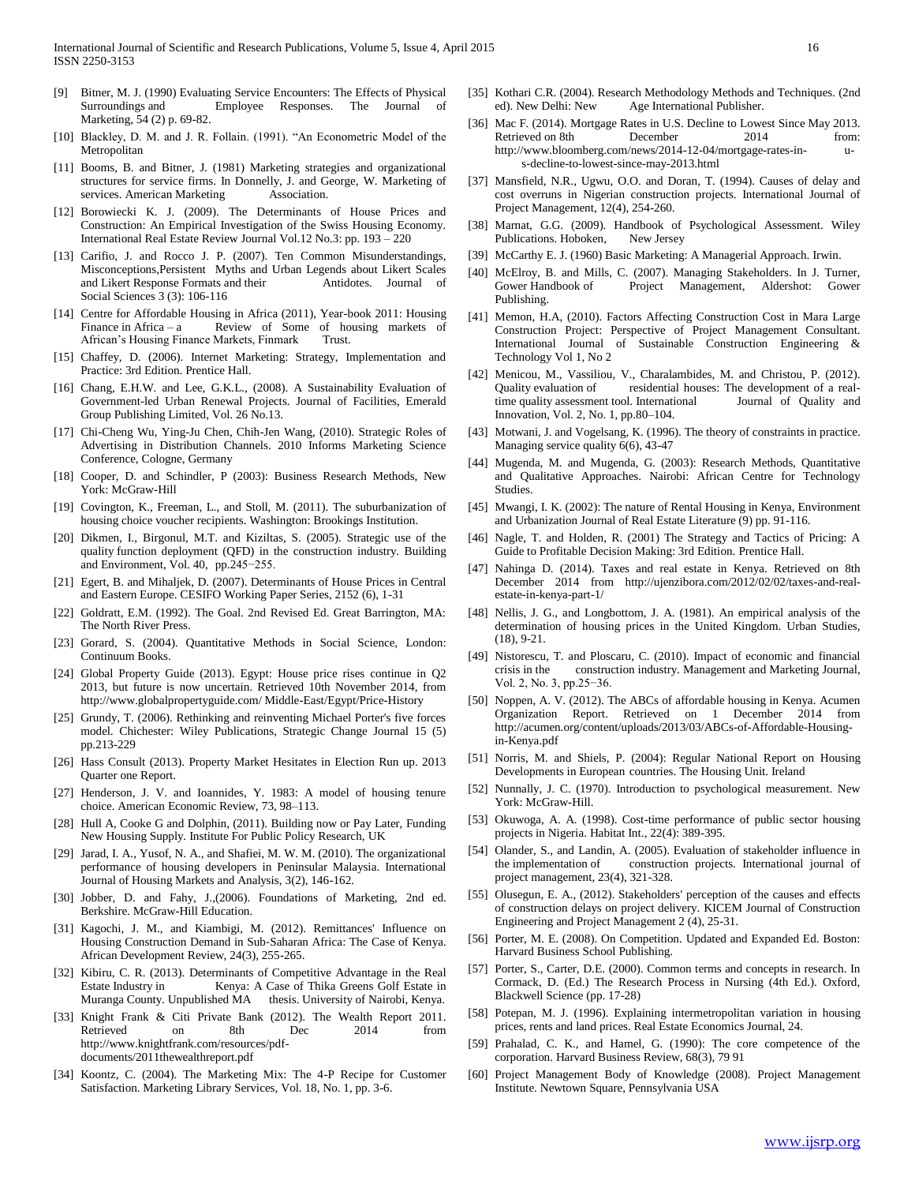[9] Bitner, M. J. (1990) Evaluating Service Encounters: The Effects of Physical Surroundings and Employee Responses. The Journal of Marketing, 54 (2) p. 69-82.

[10] Blackley, D. M. and J. R. Follain. (1991). "An Econometric Model of the Metropolitan

[11] Booms, B. and Bitner, J. (1981) Marketing strategies and organizational structures for service firms. In Donnelly, J. and George, W. Marketing of services. American Marketing Association.

[12] Borowiecki K. J. (2009). The Determinants of House Prices and Construction: An Empirical Investigation of the Swiss Housing Economy. International Real Estate Review Journal Vol.12 No.3: pp. 193 – 220

[13] Carifio, J. and Rocco J. P. (2007). Ten Common Misunderstandings, Misconceptions,Persistent Myths and Urban Legends about Likert Scales and Likert Response Formats and their Antidotes. Journal of Social Sciences 3 (3): 106-116

[14] Centre for Affordable Housing in Africa (2011), Year-book 2011: Housing Finance in Africa – a Review of Some of housing markets of African's Housing Finance Markets, Finmark Trust.

[15] Chaffey, D. (2006). Internet Marketing: Strategy, Implementation and Practice: 3rd Edition. Prentice Hall.

[16] Chang, E.H.W. and Lee, G.K.L., (2008). A Sustainability Evaluation of Government-led Urban Renewal Projects. Journal of Facilities, Emerald Group Publishing Limited, Vol. 26 No.13.

[17] Chi-Cheng Wu, Ying-Ju Chen, Chih-Jen Wang, (2010). Strategic Roles of Advertising in Distribution Channels. 2010 Informs Marketing Science Conference, Cologne, Germany

[18] Cooper, D. and Schindler, P (2003): Business Research Methods, New York: McGraw-Hill

[19] Covington, K., Freeman, L., and Stoll, M. (2011). The suburbanization of housing choice voucher recipients. Washington: Brookings Institution.

[20] Dikmen, I., Birgonul, M.T. and Kiziltas, S. (2005). Strategic use of the quality function deployment (QFD) in the construction industry. Building and Environment, Vol. 40, pp.245–255.

[21] Egert, B. and Mihaljek, D. (2007). Determinants of House Prices in Central and Eastern Europe. CESIFO Working Paper Series, 2152 (6), 1-31

[22] Goldratt, E.M. (1992). The Goal. 2nd Revised Ed. Great Barrington, MA: The North River Press.

[23] Gorard, S. (2004). Quantitative Methods in Social Science, London: Continuum Books.

[24] Global Property Guide (2013). Egypt: House price rises continue in Q2 2013, but future is now uncertain. Retrieved 10th November 2014, from http://www.globalpropertyguide.com/ Middle-East/Egypt/Price-History

[25] Grundy, T. (2006). Rethinking and reinventing Michael Porter's five forces model. Chichester: Wiley Publications, Strategic Change Journal 15 (5) pp.213-229

[26] Hass Consult (2013). Property Market Hesitates in Election Run up. 2013 Quarter one Report.

[27] Henderson, J. V. and Ioannides, Y. 1983: A model of housing tenure choice. American Economic Review, 73, 98–113.

[28] Hull A, Cooke G and Dolphin, (2011). Building now or Pay Later, Funding New Housing Supply. Institute For Public Policy Research, UK

[29] Jarad, I. A., Yusof, N. A., and Shafiei, M. W. M. (2010). The organizational performance of housing developers in Peninsular Malaysia. International Journal of Housing Markets and Analysis, 3(2), 146-162.

[30] Jobber, D. and Fahy, J.,(2006). Foundations of Marketing, 2nd ed. Berkshire. McGraw-Hill Education.

[31] Kagochi, J. M., and Kiambigi, M. (2012). Remittances' Influence on Housing Construction Demand in Sub-Saharan Africa: The Case of Kenya. African Development Review, 24(3), 255-265.

[32] Kibiru, C. R. (2013). Determinants of Competitive Advantage in the Real Estate Industry in Kenya: A Case of Thika Greens Golf Estate in Muranga County. Unpublished MA thesis. University of Nairobi, Kenya.

[33] Knight Frank & Citi Private Bank (2012). The Wealth Report 2011. Retrieved on 8th Dec 2014 from http://www.knightfrank.com/resources/pdf-documents/2011thewealthreport.pdf

[34] Koontz, C. (2004). The Marketing Mix: The 4-P Recipe for Customer Satisfaction. Marketing Library Services, Vol. 18, No. 1, pp. 3-6.

[35] Kothari C.R. (2004). Research Methodology Methods and Techniques. (2nd ed). New Delhi: New Age International Publisher.

[36] Mac F. (2014). Mortgage Rates in U.S. Decline to Lowest Since May 2013. Retrieved on 8th December 2014 from: http://www.bloomberg.com/news/2014-12-04/mortgage-rates-in-u-s-decline-to-lowest-since-may-2013.html

[37] Mansfield, N.R., Ugwu, O.O. and Doran, T. (1994). Causes of delay and cost overruns in Nigerian construction projects. International Journal of Project Management, 12(4), 254-260.

[38] Marnat, G.G. (2009). Handbook of Psychological Assessment. Wiley Publications. Hoboken, New Jersey

[39] McCarthy E. J. (1960) Basic Marketing: A Managerial Approach. Irwin.

[40] McElroy, B. and Mills, C. (2007). Managing Stakeholders. In J. Turner, Gower Handbook of Project Management, Aldershot: Gower Publishing.

[41] Memon, H.A, (2010). Factors Affecting Construction Cost in Mara Large Construction Project: Perspective of Project Management Consultant. International Journal of Sustainable Construction Engineering & Technology Vol 1, No 2

[42] Menicou, M., Vassiliou, V., Charalambides, M. and Christou, P. (2012). Quality evaluation of residential houses: The development of a real-time quality assessment tool. International Journal of Quality and Innovation, Vol. 2, No. 1, pp.80–104.

[43] Motwani, J. and Vogelsang, K. (1996). The theory of constraints in practice. Managing service quality 6(6), 43-47

[44] Mugenda, M. and Mugenda, G. (2003): Research Methods, Quantitative and Qualitative Approaches. Nairobi: African Centre for Technology Studies.

[45] Mwangi, I. K. (2002): The nature of Rental Housing in Kenya, Environment and Urbanization Journal of Real Estate Literature (9) pp. 91-116.

[46] Nagle, T. and Holden, R. (2001) The Strategy and Tactics of Pricing: A Guide to Profitable Decision Making: 3rd Edition. Prentice Hall.

[47] Nahinga D. (2014). Taxes and real estate in Kenya. Retrieved on 8th December 2014 from http://ujenzibora.com/2012/02/02/taxes-and-real-estate-in-kenya-part-1/

[48] Nellis, J. G., and Longbottom, J. A. (1981). An empirical analysis of the determination of housing prices in the United Kingdom. Urban Studies, (18), 9-21.

[49] Nistorescu, T. and Ploscaru, C. (2010). Impact of economic and financial crisis in the construction industry. Management and Marketing Journal, Vol. 2, No. 3, pp.25–36.

[50] Noppen, A. V. (2012). The ABCs of affordable housing in Kenya. Acumen Organization Report. Retrieved on 1 December 2014 from http://acumen.org/content/uploads/2013/03/ABCs-of-Affordable-Housing-in-Kenya.pdf

[51] Norris, M. and Shiels, P. (2004): Regular National Report on Housing Developments in European countries. The Housing Unit. Ireland

[52] Nunnally, J. C. (1970). Introduction to psychological measurement. New York: McGraw-Hill.

[53] Okuwoga, A. A. (1998). Cost-time performance of public sector housing projects in Nigeria. Habitat Int., 22(4): 389-395.

[54] Olander, S., and Landin, A. (2005). Evaluation of stakeholder influence in the implementation of construction projects. International journal of project management, 23(4), 321-328.

[55] Olusegun, E. A., (2012). Stakeholders' perception of the causes and effects of construction delays on project delivery. KICEM Journal of Construction Engineering and Project Management 2 (4), 25-31.

[56] Porter, M. E. (2008). On Competition. Updated and Expanded Ed. Boston: Harvard Business School Publishing.

[57] Porter, S., Carter, D.E. (2000). Common terms and concepts in research. In Cormack, D. (Ed.) The Research Process in Nursing (4th Ed.). Oxford, Blackwell Science (pp. 17-28)

[58] Potepan, M. J. (1996). Explaining intermetropolitan variation in housing prices, rents and land prices. Real Estate Economics Journal, 24.

[59] Prahalad, C. K., and Hamel, G. (1990): The core competence of the corporation. Harvard Business Review, 68(3), 79 91

[60] Project Management Body of Knowledge (2008). Project Management Institute. Newtown Square, Pennsylvania USA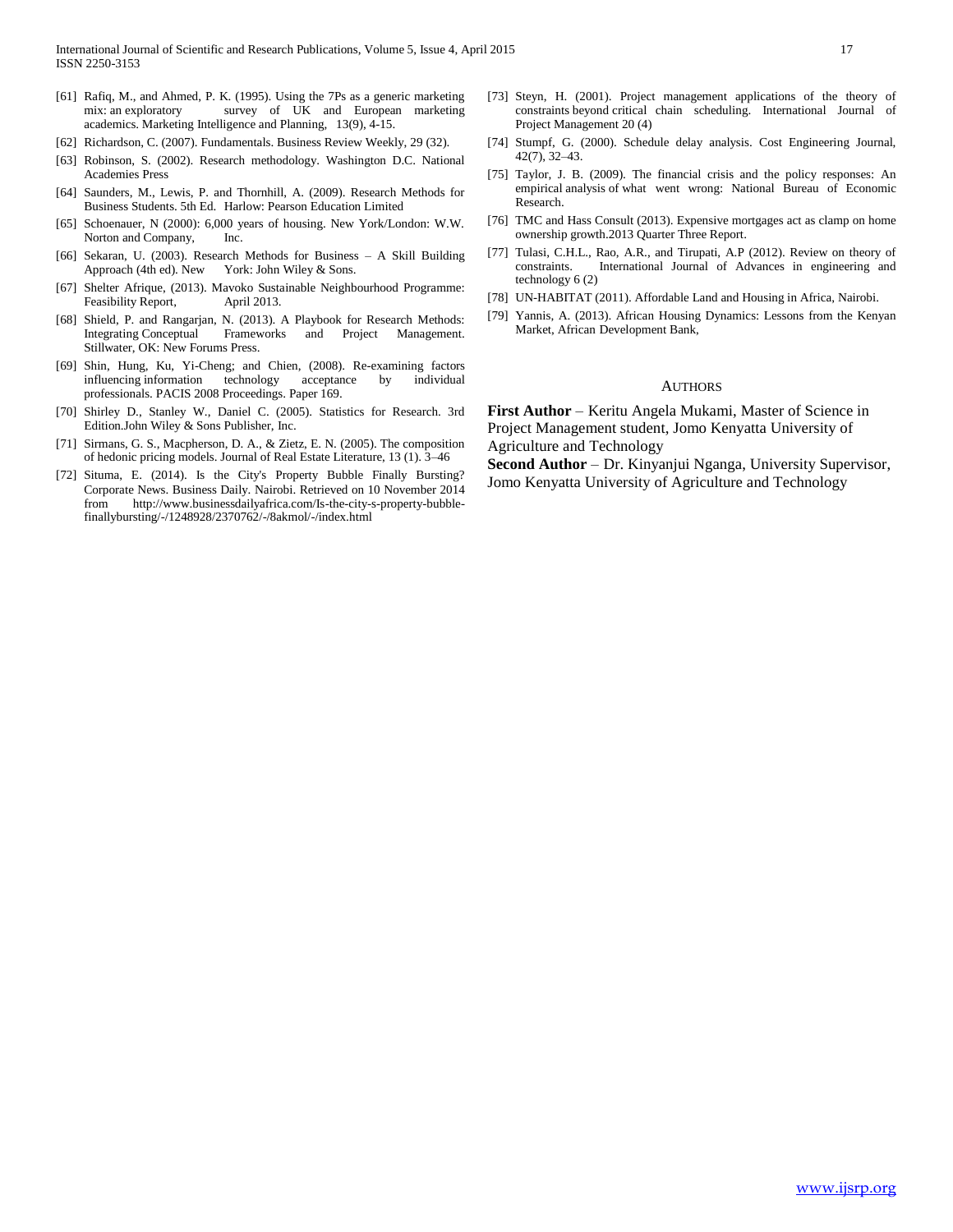[61] Rafiq, M., and Ahmed, P. K. (1995). Using the 7Ps as a generic marketing mix: an exploratory survey of UK and European marketing academics. Marketing Intelligence and Planning, 13(9), 4-15.

[62] Richardson, C. (2007). Fundamentals. Business Review Weekly, 29 (32).

[63] Robinson, S. (2002). Research methodology. Washington D.C. National Academies Press

[64] Saunders, M., Lewis, P. and Thornhill, A. (2009). Research Methods for Business Students. 5th Ed. Harlow: Pearson Education Limited

[65] Schoenauer, N (2000): 6,000 years of housing. New York/London: W.W. Norton and Company, Inc.

[66] Sekaran, U. (2003). Research Methods for Business – A Skill Building Approach (4th ed). New York: John Wiley & Sons.

[67] Shelter Afrique, (2013). Mavoko Sustainable Neighbourhood Programme: Feasibility Report, April 2013.

[68] Shield, P. and Rangarjan, N. (2013). A Playbook for Research Methods: Integrating Conceptual Frameworks and Project Management. Stillwater, OK: New Forums Press.

[69] Shin, Hung, Ku, Yi-Cheng; and Chien, (2008). Re-examining factors influencing information technology acceptance by individual professionals. PACIS 2008 Proceedings. Paper 169.

[70] Shirley D., Stanley W., Daniel C. (2005). Statistics for Research. 3rd Edition.John Wiley & Sons Publisher, Inc.

[71] Sirmans, G. S., Macpherson, D. A., & Zietz, E. N. (2005). The composition of hedonic pricing models. Journal of Real Estate Literature, 13 (1). 3–46

[72] Situma, E. (2014). Is the City's Property Bubble Finally Bursting? Corporate News. Business Daily. Nairobi. Retrieved on 10 November 2014 from http://www.businessdailyafrica.com/Is-the-city-s-property-bubble-finallybursting/-/1248928/2370762/-/8akmol/-/index.html

[73] Steyn, H. (2001). Project management applications of the theory of constraints beyond critical chain scheduling. International Journal of Project Management 20 (4)

[74] Stumpf, G. (2000). Schedule delay analysis. Cost Engineering Journal, 42(7), 32–43.

[75] Taylor, J. B. (2009). The financial crisis and the policy responses: An empirical analysis of what went wrong: National Bureau of Economic Research.

[76] TMC and Hass Consult (2013). Expensive mortgages act as clamp on home ownership growth.2013 Quarter Three Report.

[77] Tulasi, C.H.L., Rao, A.R., and Tirupati, A.P (2012). Review on theory of constraints. International Journal of Advances in engineering and technology 6 (2)

[78] UN-HABITAT (2011). Affordable Land and Housing in Africa, Nairobi.

[79] Yannis, A. (2013). African Housing Dynamics: Lessons from the Kenyan Market, African Development Bank,

## Authors

**First Author** – Keritu Angela Mukami, Master of Science in Project Management student, Jomo Kenyatta University of Agriculture and Technology

**Second Author** – Dr. Kinyanjui Nganga, University Supervisor, Jomo Kenyatta University of Agriculture and Technology